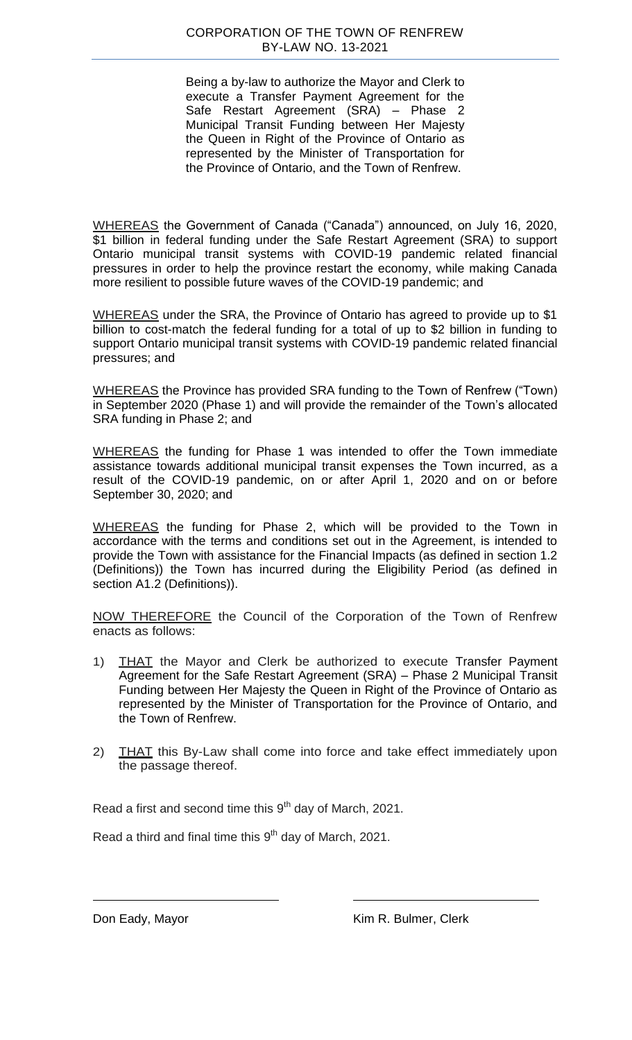CORPORATION OF THE TOWN OF RENFREW
BY-LAW NO. 13-2021

Being a by-law to authorize the Mayor and Clerk to execute a Transfer Payment Agreement for the Safe Restart Agreement (SRA) – Phase 2 Municipal Transit Funding between Her Majesty the Queen in Right of the Province of Ontario as represented by the Minister of Transportation for the Province of Ontario, and the Town of Renfrew.

WHEREAS the Government of Canada ("Canada") announced, on July 16, 2020, $1 billion in federal funding under the Safe Restart Agreement (SRA) to support Ontario municipal transit systems with COVID-19 pandemic related financial pressures in order to help the province restart the economy, while making Canada more resilient to possible future waves of the COVID-19 pandemic; and

WHEREAS under the SRA, the Province of Ontario has agreed to provide up to $1 billion to cost-match the federal funding for a total of up to $2 billion in funding to support Ontario municipal transit systems with COVID-19 pandemic related financial pressures; and

WHEREAS the Province has provided SRA funding to the Town of Renfrew ("Town) in September 2020 (Phase 1) and will provide the remainder of the Town's allocated SRA funding in Phase 2; and

WHEREAS the funding for Phase 1 was intended to offer the Town immediate assistance towards additional municipal transit expenses the Town incurred, as a result of the COVID-19 pandemic, on or after April 1, 2020 and on or before September 30, 2020; and

WHEREAS the funding for Phase 2, which will be provided to the Town in accordance with the terms and conditions set out in the Agreement, is intended to provide the Town with assistance for the Financial Impacts (as defined in section 1.2 (Definitions)) the Town has incurred during the Eligibility Period (as defined in section A1.2 (Definitions)).

NOW THEREFORE the Council of the Corporation of the Town of Renfrew enacts as follows:

1) THAT the Mayor and Clerk be authorized to execute Transfer Payment Agreement for the Safe Restart Agreement (SRA) – Phase 2 Municipal Transit Funding between Her Majesty the Queen in Right of the Province of Ontario as represented by the Minister of Transportation for the Province of Ontario, and the Town of Renfrew.

2) THAT this By-Law shall come into force and take effect immediately upon the passage thereof.

Read a first and second time this 9th day of March, 2021.

Read a third and final time this 9th day of March, 2021.

Don Eady, Mayor

Kim R. Bulmer, Clerk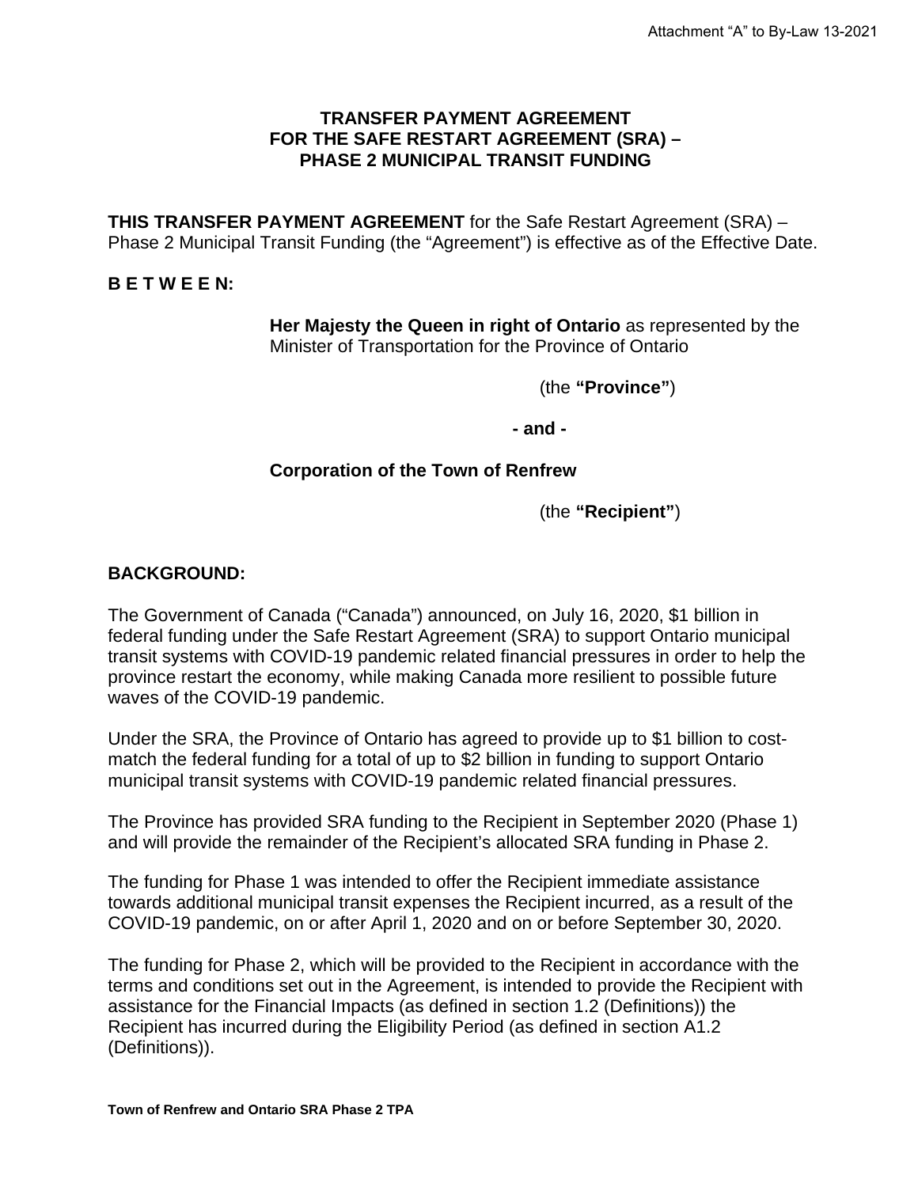# TRANSFER PAYMENT AGREEMENT FOR THE SAFE RESTART AGREEMENT (SRA) – PHASE 2 MUNICIPAL TRANSIT FUNDING

**THIS TRANSFER PAYMENT AGREEMENT** for the Safe Restart Agreement (SRA) – Phase 2 Municipal Transit Funding (the “Agreement”) is effective as of the Effective Date.

**B E T W E E N:**

**Her Majesty the Queen in right of Ontario** as represented by the Minister of Transportation for the Province of Ontario

(the **“Province”**)

**- and -**

**Corporation of the Town of Renfrew**

(the **“Recipient”**)

**BACKGROUND:**

The Government of Canada (“Canada”) announced, on July 16, 2020, $1 billion in federal funding under the Safe Restart Agreement (SRA) to support Ontario municipal transit systems with COVID-19 pandemic related financial pressures in order to help the province restart the economy, while making Canada more resilient to possible future waves of the COVID-19 pandemic.

Under the SRA, the Province of Ontario has agreed to provide up to $1 billion to cost-match the federal funding for a total of up to $2 billion in funding to support Ontario municipal transit systems with COVID-19 pandemic related financial pressures.

The Province has provided SRA funding to the Recipient in September 2020 (Phase 1) and will provide the remainder of the Recipient’s allocated SRA funding in Phase 2.

The funding for Phase 1 was intended to offer the Recipient immediate assistance towards additional municipal transit expenses the Recipient incurred, as a result of the COVID-19 pandemic, on or after April 1, 2020 and on or before September 30, 2020.

The funding for Phase 2, which will be provided to the Recipient in accordance with the terms and conditions set out in the Agreement, is intended to provide the Recipient with assistance for the Financial Impacts (as defined in section 1.2 (Definitions)) the Recipient has incurred during the Eligibility Period (as defined in section A1.2 (Definitions)).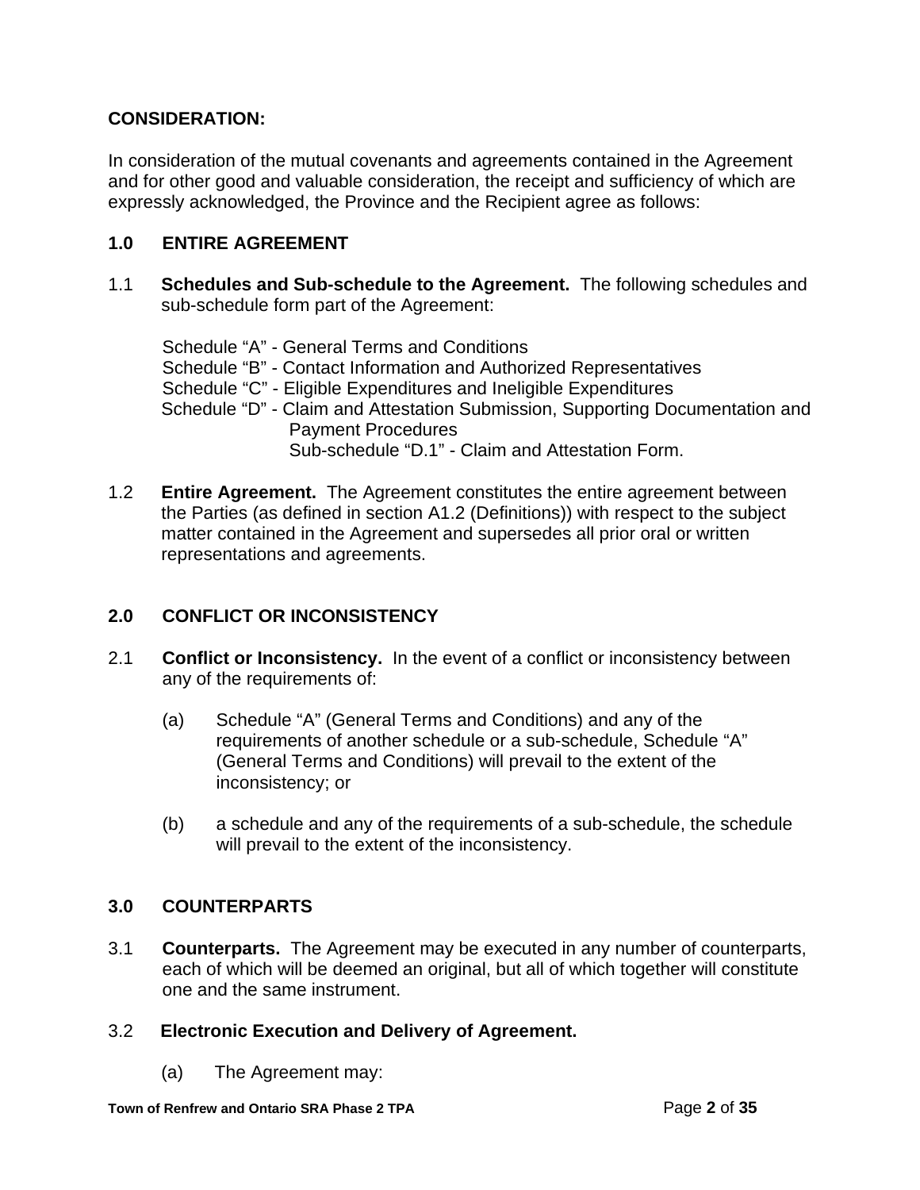**CONSIDERATION:**

In consideration of the mutual covenants and agreements contained in the Agreement and for other good and valuable consideration, the receipt and sufficiency of which are expressly acknowledged, the Province and the Recipient agree as follows:

## 1.0 ENTIRE AGREEMENT

1.1 **Schedules and Sub-schedule to the Agreement.** The following schedules and sub-schedule form part of the Agreement:

Schedule "A" - General Terms and Conditions
Schedule "B" - Contact Information and Authorized Representatives
Schedule "C" - Eligible Expenditures and Ineligible Expenditures
Schedule "D" - Claim and Attestation Submission, Supporting Documentation and Payment Procedures
Sub-schedule "D.1" - Claim and Attestation Form.

1.2 **Entire Agreement.** The Agreement constitutes the entire agreement between the Parties (as defined in section A1.2 (Definitions)) with respect to the subject matter contained in the Agreement and supersedes all prior oral or written representations and agreements.

## 2.0 CONFLICT OR INCONSISTENCY

2.1 **Conflict or Inconsistency.** In the event of a conflict or inconsistency between any of the requirements of:

(a) Schedule "A" (General Terms and Conditions) and any of the requirements of another schedule or a sub-schedule, Schedule "A" (General Terms and Conditions) will prevail to the extent of the inconsistency; or

(b) a schedule and any of the requirements of a sub-schedule, the schedule will prevail to the extent of the inconsistency.

## 3.0 COUNTERPARTS

3.1 **Counterparts.** The Agreement may be executed in any number of counterparts, each of which will be deemed an original, but all of which together will constitute one and the same instrument.

3.2 **Electronic Execution and Delivery of Agreement.**

(a) The Agreement may: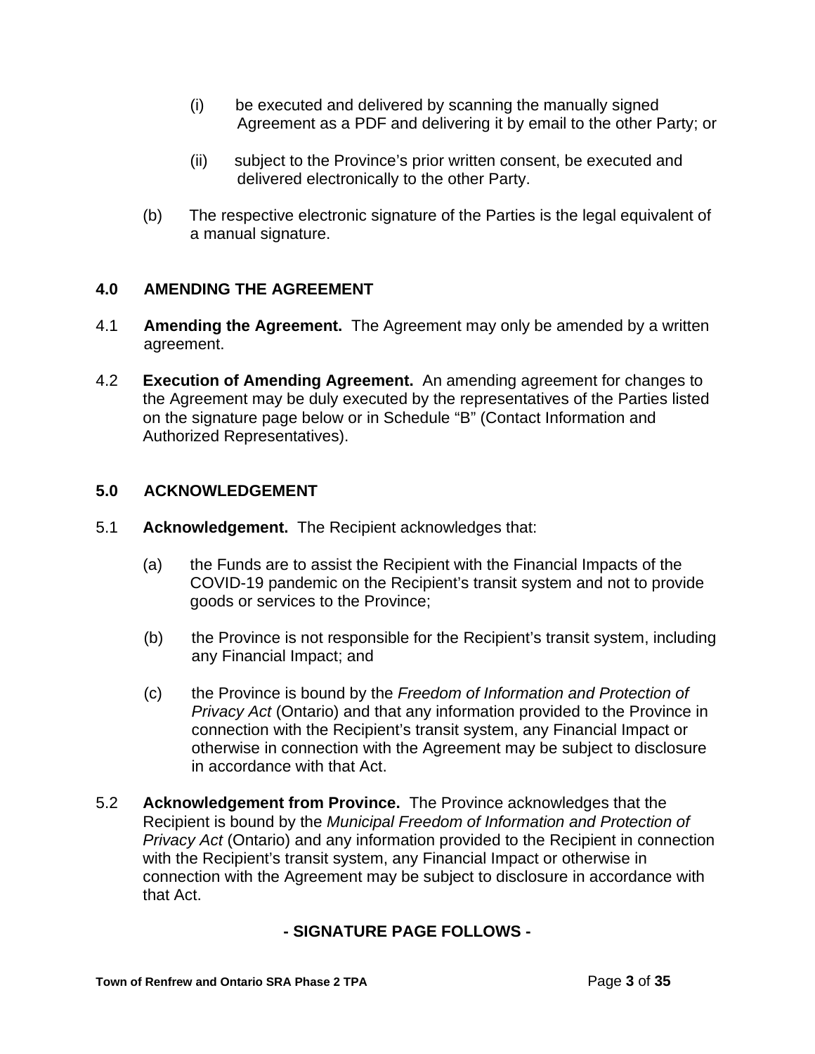(i) be executed and delivered by scanning the manually signed Agreement as a PDF and delivering it by email to the other Party; or

(ii) subject to the Province's prior written consent, be executed and delivered electronically to the other Party.

(b) The respective electronic signature of the Parties is the legal equivalent of a manual signature.

## 4.0 AMENDING THE AGREEMENT

4.1 **Amending the Agreement.** The Agreement may only be amended by a written agreement.

4.2 **Execution of Amending Agreement.** An amending agreement for changes to the Agreement may be duly executed by the representatives of the Parties listed on the signature page below or in Schedule "B" (Contact Information and Authorized Representatives).

## 5.0 ACKNOWLEDGEMENT

5.1 **Acknowledgement.** The Recipient acknowledges that:

(a) the Funds are to assist the Recipient with the Financial Impacts of the COVID-19 pandemic on the Recipient's transit system and not to provide goods or services to the Province;

(b) the Province is not responsible for the Recipient's transit system, including any Financial Impact; and

(c) the Province is bound by the *Freedom of Information and Protection of Privacy Act* (Ontario) and that any information provided to the Province in connection with the Recipient's transit system, any Financial Impact or otherwise in connection with the Agreement may be subject to disclosure in accordance with that Act.

5.2 **Acknowledgement from Province.** The Province acknowledges that the Recipient is bound by the *Municipal Freedom of Information and Protection of Privacy Act* (Ontario) and any information provided to the Recipient in connection with the Recipient's transit system, any Financial Impact or otherwise in connection with the Agreement may be subject to disclosure in accordance with that Act.

**- SIGNATURE PAGE FOLLOWS -**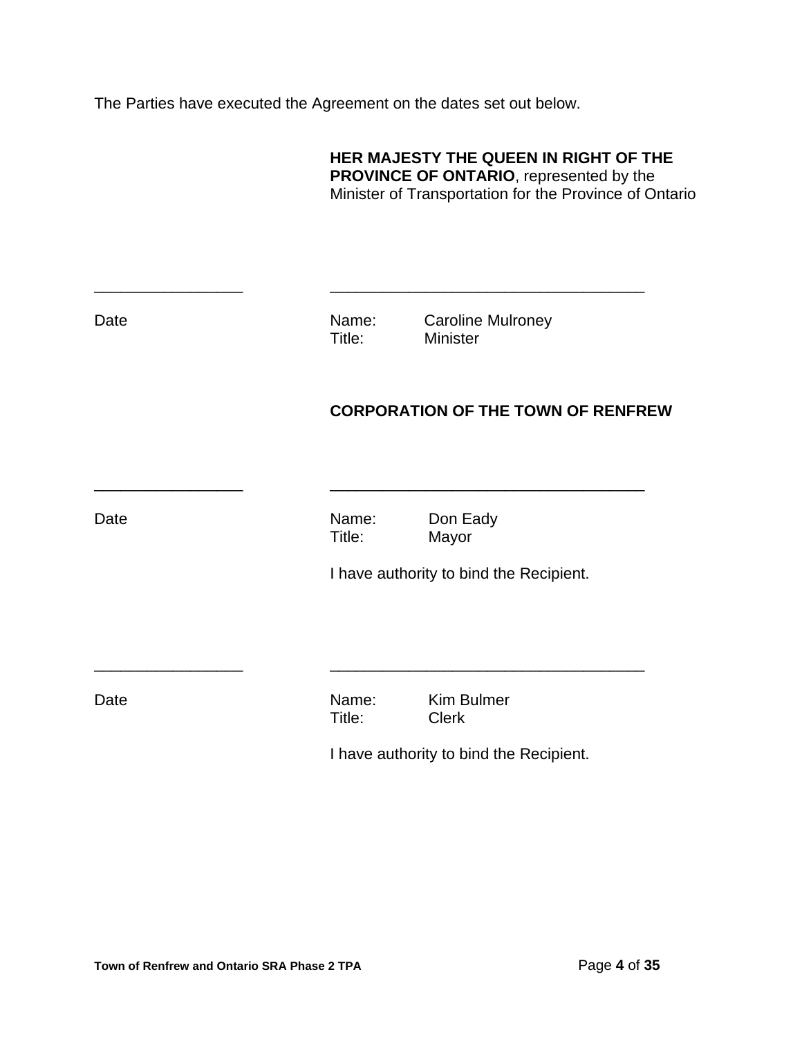The Parties have executed the Agreement on the dates set out below.

**HER MAJESTY THE QUEEN IN RIGHT OF THE PROVINCE OF ONTARIO**, represented by the Minister of Transportation for the Province of Ontario

_________________ _____________________________________

Date

Name: Caroline Mulroney
Title: Minister

**CORPORATION OF THE TOWN OF RENFREW**

_________________ _____________________________________

Date

Name: Don Eady
Title: Mayor

I have authority to bind the Recipient.

_________________ _____________________________________

Date

Name: Kim Bulmer
Title: Clerk

I have authority to bind the Recipient.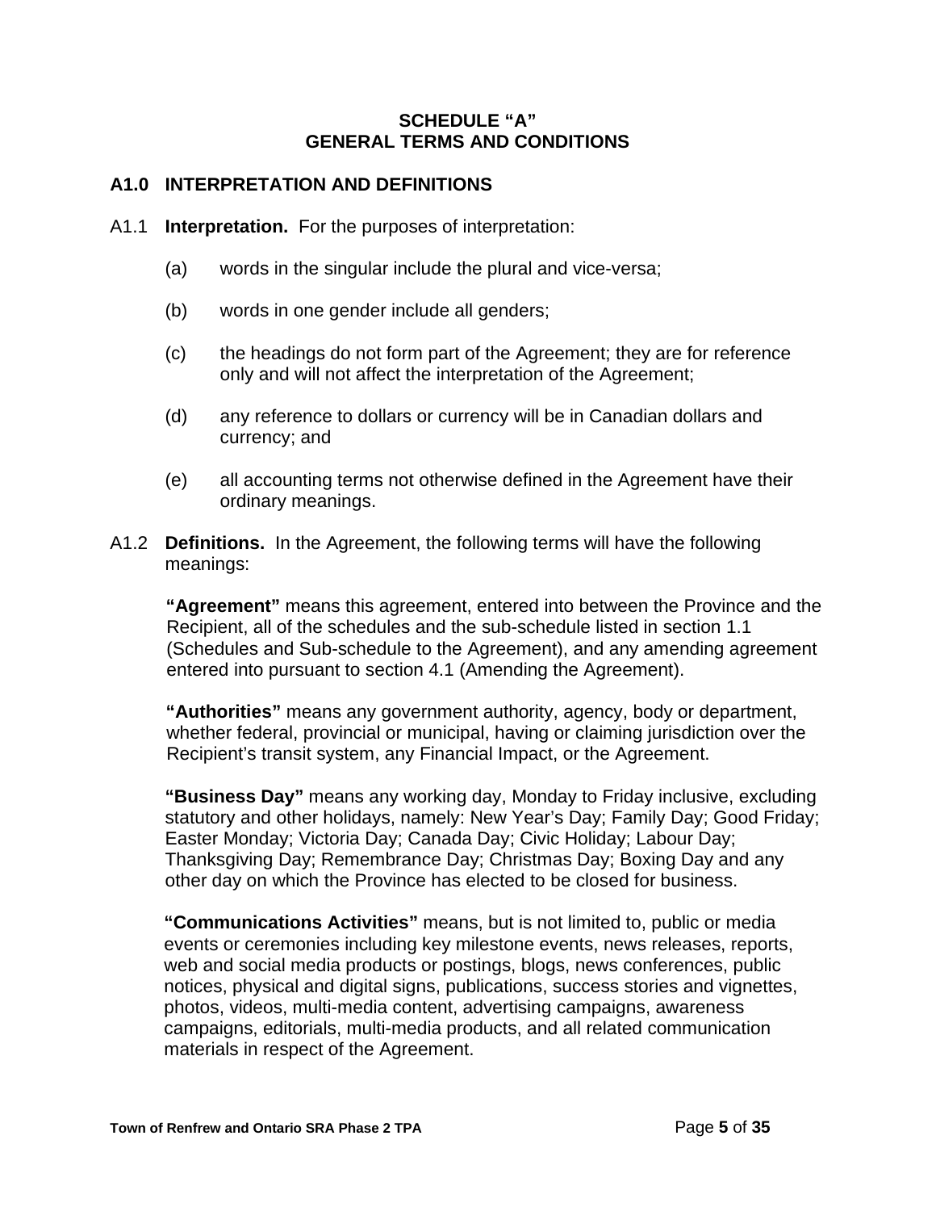# SCHEDULE "A"
# GENERAL TERMS AND CONDITIONS

## A1.0 INTERPRETATION AND DEFINITIONS

A1.1 **Interpretation.** For the purposes of interpretation:

(a) words in the singular include the plural and vice-versa;

(b) words in one gender include all genders;

(c) the headings do not form part of the Agreement; they are for reference only and will not affect the interpretation of the Agreement;

(d) any reference to dollars or currency will be in Canadian dollars and currency; and

(e) all accounting terms not otherwise defined in the Agreement have their ordinary meanings.

A1.2 **Definitions.** In the Agreement, the following terms will have the following meanings:

**"Agreement"** means this agreement, entered into between the Province and the Recipient, all of the schedules and the sub-schedule listed in section 1.1 (Schedules and Sub-schedule to the Agreement), and any amending agreement entered into pursuant to section 4.1 (Amending the Agreement).

**"Authorities"** means any government authority, agency, body or department, whether federal, provincial or municipal, having or claiming jurisdiction over the Recipient's transit system, any Financial Impact, or the Agreement.

**"Business Day"** means any working day, Monday to Friday inclusive, excluding statutory and other holidays, namely: New Year's Day; Family Day; Good Friday; Easter Monday; Victoria Day; Canada Day; Civic Holiday; Labour Day; Thanksgiving Day; Remembrance Day; Christmas Day; Boxing Day and any other day on which the Province has elected to be closed for business.

**"Communications Activities"** means, but is not limited to, public or media events or ceremonies including key milestone events, news releases, reports, web and social media products or postings, blogs, news conferences, public notices, physical and digital signs, publications, success stories and vignettes, photos, videos, multi-media content, advertising campaigns, awareness campaigns, editorials, multi-media products, and all related communication materials in respect of the Agreement.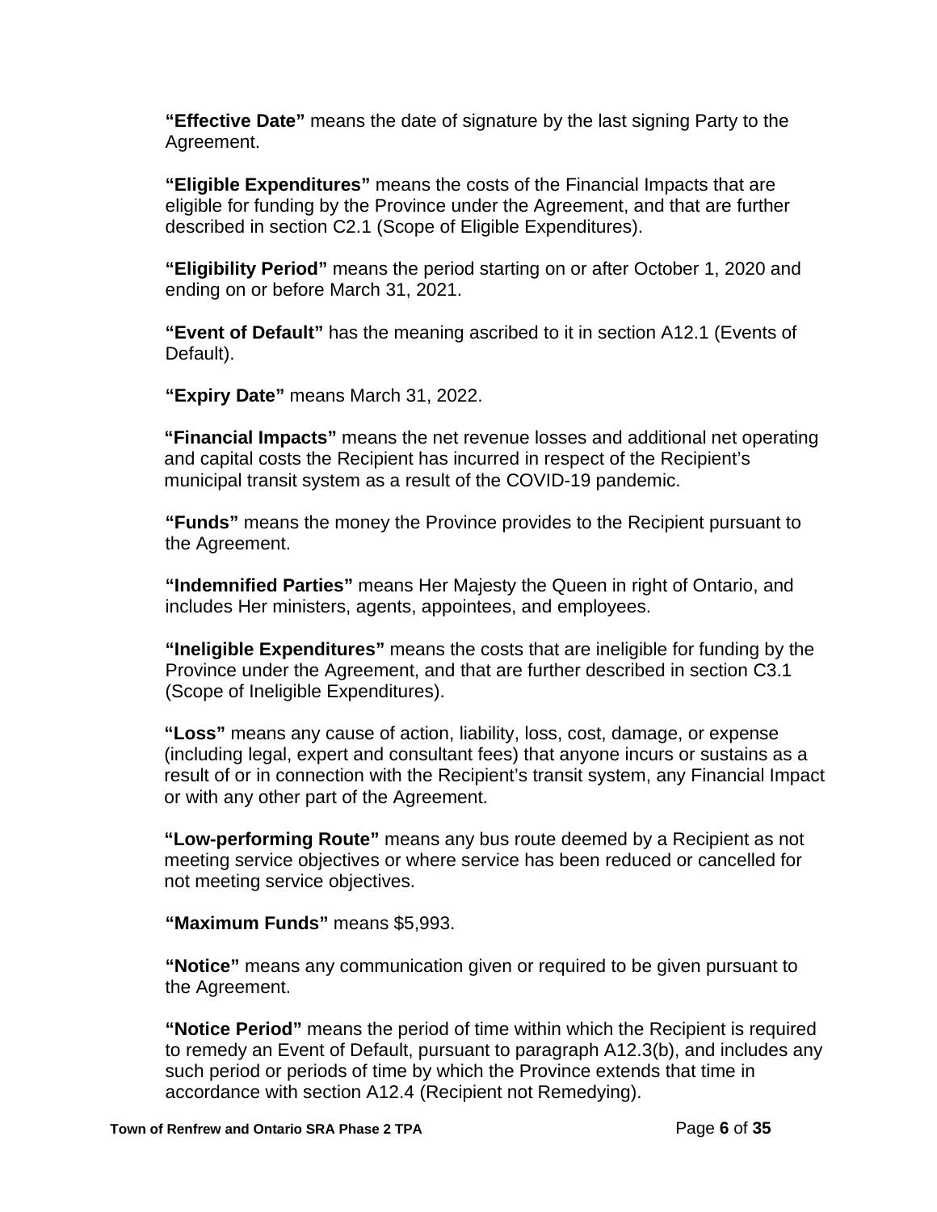**"Effective Date"** means the date of signature by the last signing Party to the Agreement.

**"Eligible Expenditures"** means the costs of the Financial Impacts that are eligible for funding by the Province under the Agreement, and that are further described in section C2.1 (Scope of Eligible Expenditures).

**"Eligibility Period"** means the period starting on or after October 1, 2020 and ending on or before March 31, 2021.

**"Event of Default"** has the meaning ascribed to it in section A12.1 (Events of Default).

**"Expiry Date"** means March 31, 2022.

**"Financial Impacts"** means the net revenue losses and additional net operating and capital costs the Recipient has incurred in respect of the Recipient's municipal transit system as a result of the COVID-19 pandemic.

**"Funds"** means the money the Province provides to the Recipient pursuant to the Agreement.

**"Indemnified Parties"** means Her Majesty the Queen in right of Ontario, and includes Her ministers, agents, appointees, and employees.

**"Ineligible Expenditures"** means the costs that are ineligible for funding by the Province under the Agreement, and that are further described in section C3.1 (Scope of Ineligible Expenditures).

**"Loss"** means any cause of action, liability, loss, cost, damage, or expense (including legal, expert and consultant fees) that anyone incurs or sustains as a result of or in connection with the Recipient's transit system, any Financial Impact or with any other part of the Agreement.

**"Low-performing Route"** means any bus route deemed by a Recipient as not meeting service objectives or where service has been reduced or cancelled for not meeting service objectives.

**"Maximum Funds"** means $5,993.

**"Notice"** means any communication given or required to be given pursuant to the Agreement.

**"Notice Period"** means the period of time within which the Recipient is required to remedy an Event of Default, pursuant to paragraph A12.3(b), and includes any such period or periods of time by which the Province extends that time in accordance with section A12.4 (Recipient not Remedying).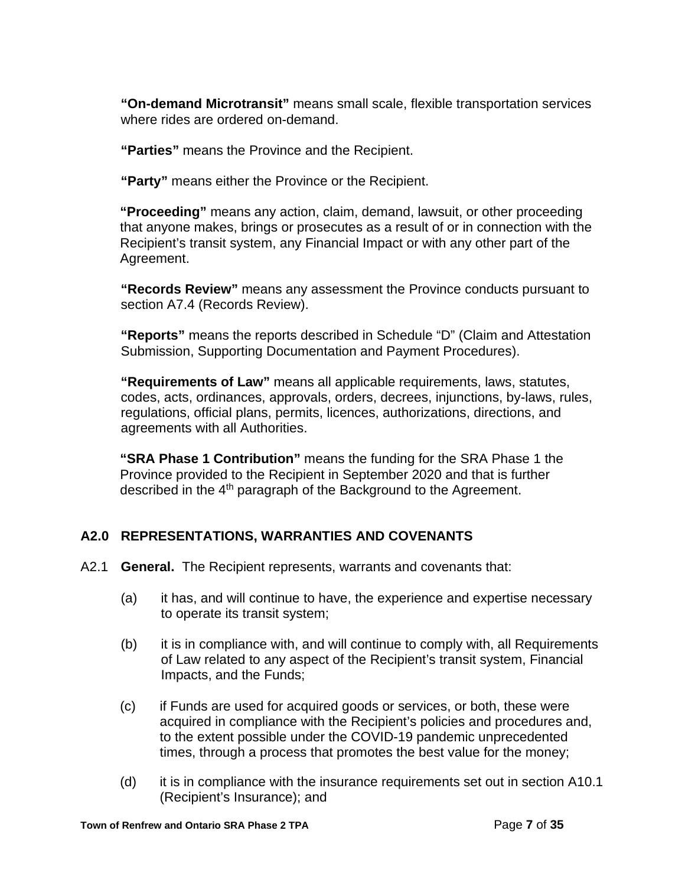**"On-demand Microtransit"** means small scale, flexible transportation services where rides are ordered on-demand.

**"Parties"** means the Province and the Recipient.

**"Party"** means either the Province or the Recipient.

**"Proceeding"** means any action, claim, demand, lawsuit, or other proceeding that anyone makes, brings or prosecutes as a result of or in connection with the Recipient's transit system, any Financial Impact or with any other part of the Agreement.

**"Records Review"** means any assessment the Province conducts pursuant to section A7.4 (Records Review).

**"Reports"** means the reports described in Schedule "D" (Claim and Attestation Submission, Supporting Documentation and Payment Procedures).

**"Requirements of Law"** means all applicable requirements, laws, statutes, codes, acts, ordinances, approvals, orders, decrees, injunctions, by-laws, rules, regulations, official plans, permits, licences, authorizations, directions, and agreements with all Authorities.

**"SRA Phase 1 Contribution"** means the funding for the SRA Phase 1 the Province provided to the Recipient in September 2020 and that is further described in the 4th paragraph of the Background to the Agreement.

## A2.0 REPRESENTATIONS, WARRANTIES AND COVENANTS

A2.1 **General.** The Recipient represents, warrants and covenants that:

(a) it has, and will continue to have, the experience and expertise necessary to operate its transit system;

(b) it is in compliance with, and will continue to comply with, all Requirements of Law related to any aspect of the Recipient's transit system, Financial Impacts, and the Funds;

(c) if Funds are used for acquired goods or services, or both, these were acquired in compliance with the Recipient's policies and procedures and, to the extent possible under the COVID-19 pandemic unprecedented times, through a process that promotes the best value for the money;

(d) it is in compliance with the insurance requirements set out in section A10.1 (Recipient's Insurance); and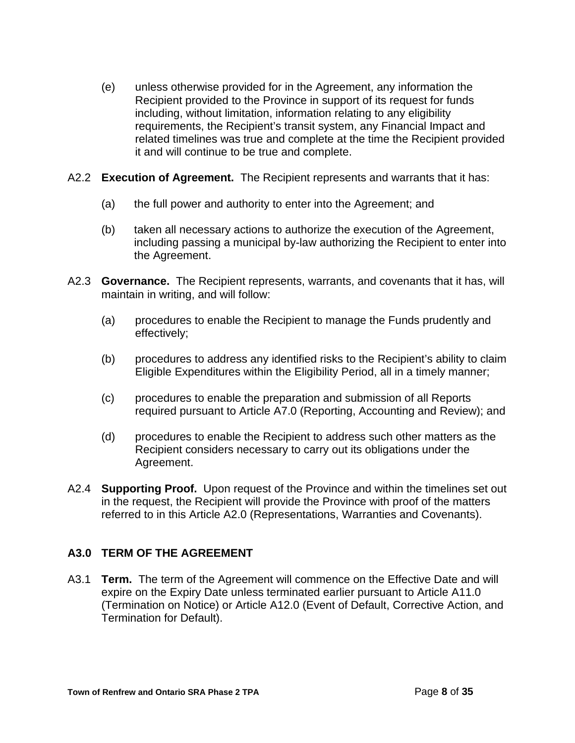(e) unless otherwise provided for in the Agreement, any information the Recipient provided to the Province in support of its request for funds including, without limitation, information relating to any eligibility requirements, the Recipient's transit system, any Financial Impact and related timelines was true and complete at the time the Recipient provided it and will continue to be true and complete.

A2.2 **Execution of Agreement.** The Recipient represents and warrants that it has:

(a) the full power and authority to enter into the Agreement; and

(b) taken all necessary actions to authorize the execution of the Agreement, including passing a municipal by-law authorizing the Recipient to enter into the Agreement.

A2.3 **Governance.** The Recipient represents, warrants, and covenants that it has, will maintain in writing, and will follow:

(a) procedures to enable the Recipient to manage the Funds prudently and effectively;

(b) procedures to address any identified risks to the Recipient's ability to claim Eligible Expenditures within the Eligibility Period, all in a timely manner;

(c) procedures to enable the preparation and submission of all Reports required pursuant to Article A7.0 (Reporting, Accounting and Review); and

(d) procedures to enable the Recipient to address such other matters as the Recipient considers necessary to carry out its obligations under the Agreement.

A2.4 **Supporting Proof.** Upon request of the Province and within the timelines set out in the request, the Recipient will provide the Province with proof of the matters referred to in this Article A2.0 (Representations, Warranties and Covenants).

## A3.0 TERM OF THE AGREEMENT

A3.1 **Term.** The term of the Agreement will commence on the Effective Date and will expire on the Expiry Date unless terminated earlier pursuant to Article A11.0 (Termination on Notice) or Article A12.0 (Event of Default, Corrective Action, and Termination for Default).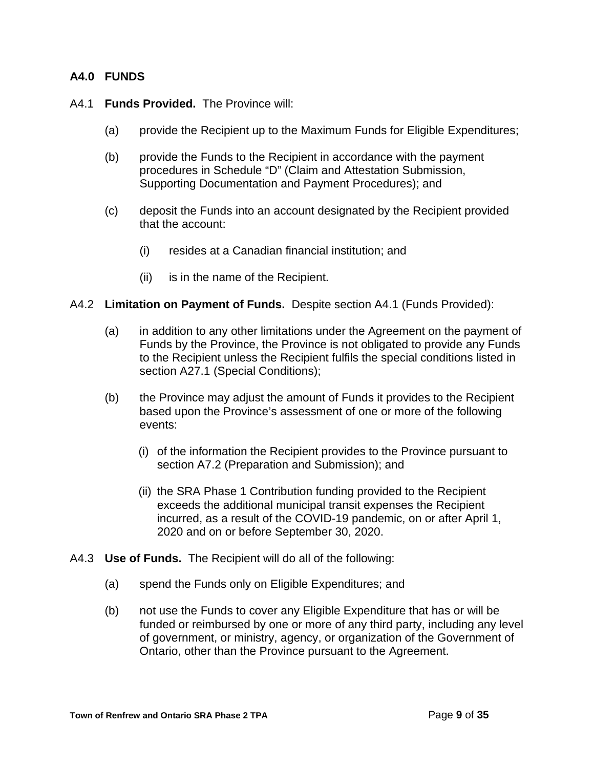## A4.0 FUNDS

A4.1 **Funds Provided.** The Province will:

(a) provide the Recipient up to the Maximum Funds for Eligible Expenditures;

(b) provide the Funds to the Recipient in accordance with the payment procedures in Schedule "D" (Claim and Attestation Submission, Supporting Documentation and Payment Procedures); and

(c) deposit the Funds into an account designated by the Recipient provided that the account:

(i) resides at a Canadian financial institution; and

(ii) is in the name of the Recipient.

A4.2 **Limitation on Payment of Funds.** Despite section A4.1 (Funds Provided):

(a) in addition to any other limitations under the Agreement on the payment of Funds by the Province, the Province is not obligated to provide any Funds to the Recipient unless the Recipient fulfils the special conditions listed in section A27.1 (Special Conditions);

(b) the Province may adjust the amount of Funds it provides to the Recipient based upon the Province's assessment of one or more of the following events:

(i) of the information the Recipient provides to the Province pursuant to section A7.2 (Preparation and Submission); and

(ii) the SRA Phase 1 Contribution funding provided to the Recipient exceeds the additional municipal transit expenses the Recipient incurred, as a result of the COVID-19 pandemic, on or after April 1, 2020 and on or before September 30, 2020.

A4.3 **Use of Funds.** The Recipient will do all of the following:

(a) spend the Funds only on Eligible Expenditures; and

(b) not use the Funds to cover any Eligible Expenditure that has or will be funded or reimbursed by one or more of any third party, including any level of government, or ministry, agency, or organization of the Government of Ontario, other than the Province pursuant to the Agreement.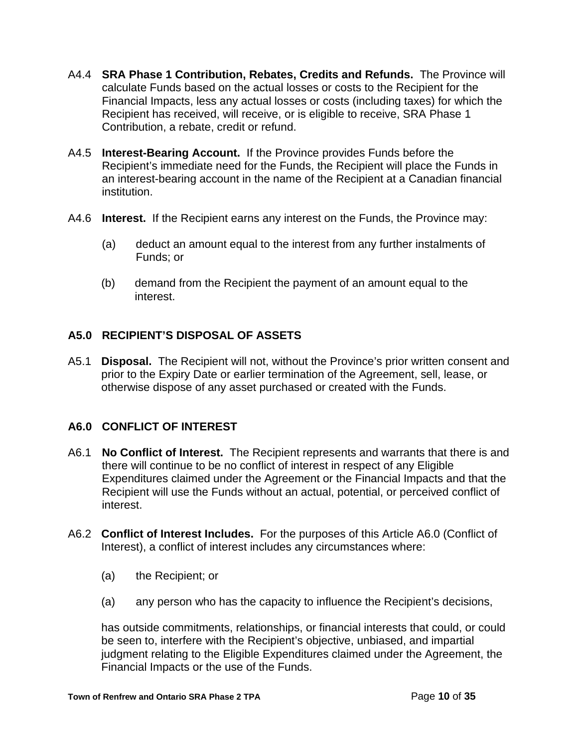A4.4 **SRA Phase 1 Contribution, Rebates, Credits and Refunds.** The Province will calculate Funds based on the actual losses or costs to the Recipient for the Financial Impacts, less any actual losses or costs (including taxes) for which the Recipient has received, will receive, or is eligible to receive, SRA Phase 1 Contribution, a rebate, credit or refund.

A4.5 **Interest-Bearing Account.** If the Province provides Funds before the Recipient's immediate need for the Funds, the Recipient will place the Funds in an interest-bearing account in the name of the Recipient at a Canadian financial institution.

A4.6 **Interest.** If the Recipient earns any interest on the Funds, the Province may:

(a) deduct an amount equal to the interest from any further instalments of Funds; or

(b) demand from the Recipient the payment of an amount equal to the interest.

## A5.0 RECIPIENT'S DISPOSAL OF ASSETS

A5.1 **Disposal.** The Recipient will not, without the Province's prior written consent and prior to the Expiry Date or earlier termination of the Agreement, sell, lease, or otherwise dispose of any asset purchased or created with the Funds.

## A6.0 CONFLICT OF INTEREST

A6.1 **No Conflict of Interest.** The Recipient represents and warrants that there is and there will continue to be no conflict of interest in respect of any Eligible Expenditures claimed under the Agreement or the Financial Impacts and that the Recipient will use the Funds without an actual, potential, or perceived conflict of interest.

A6.2 **Conflict of Interest Includes.** For the purposes of this Article A6.0 (Conflict of Interest), a conflict of interest includes any circumstances where:

(a) the Recipient; or

(a) any person who has the capacity to influence the Recipient's decisions,

has outside commitments, relationships, or financial interests that could, or could be seen to, interfere with the Recipient's objective, unbiased, and impartial judgment relating to the Eligible Expenditures claimed under the Agreement, the Financial Impacts or the use of the Funds.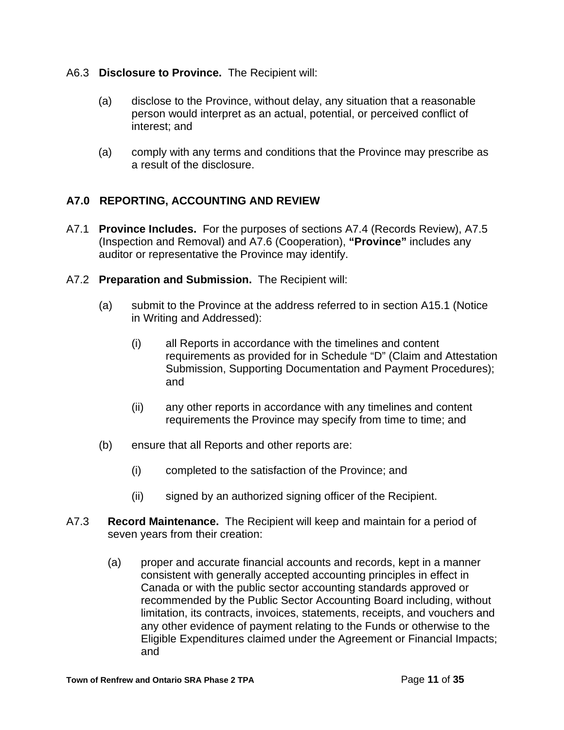A6.3 **Disclosure to Province.** The Recipient will:

(a) disclose to the Province, without delay, any situation that a reasonable person would interpret as an actual, potential, or perceived conflict of interest; and

(a) comply with any terms and conditions that the Province may prescribe as a result of the disclosure.

## A7.0 REPORTING, ACCOUNTING AND REVIEW

A7.1 **Province Includes.** For the purposes of sections A7.4 (Records Review), A7.5 (Inspection and Removal) and A7.6 (Cooperation), **"Province"** includes any auditor or representative the Province may identify.

A7.2 **Preparation and Submission.** The Recipient will:

(a) submit to the Province at the address referred to in section A15.1 (Notice in Writing and Addressed):

(i) all Reports in accordance with the timelines and content requirements as provided for in Schedule "D" (Claim and Attestation Submission, Supporting Documentation and Payment Procedures); and

(ii) any other reports in accordance with any timelines and content requirements the Province may specify from time to time; and

(b) ensure that all Reports and other reports are:

(i) completed to the satisfaction of the Province; and

(ii) signed by an authorized signing officer of the Recipient.

A7.3 **Record Maintenance.** The Recipient will keep and maintain for a period of seven years from their creation:

(a) proper and accurate financial accounts and records, kept in a manner consistent with generally accepted accounting principles in effect in Canada or with the public sector accounting standards approved or recommended by the Public Sector Accounting Board including, without limitation, its contracts, invoices, statements, receipts, and vouchers and any other evidence of payment relating to the Funds or otherwise to the Eligible Expenditures claimed under the Agreement or Financial Impacts; and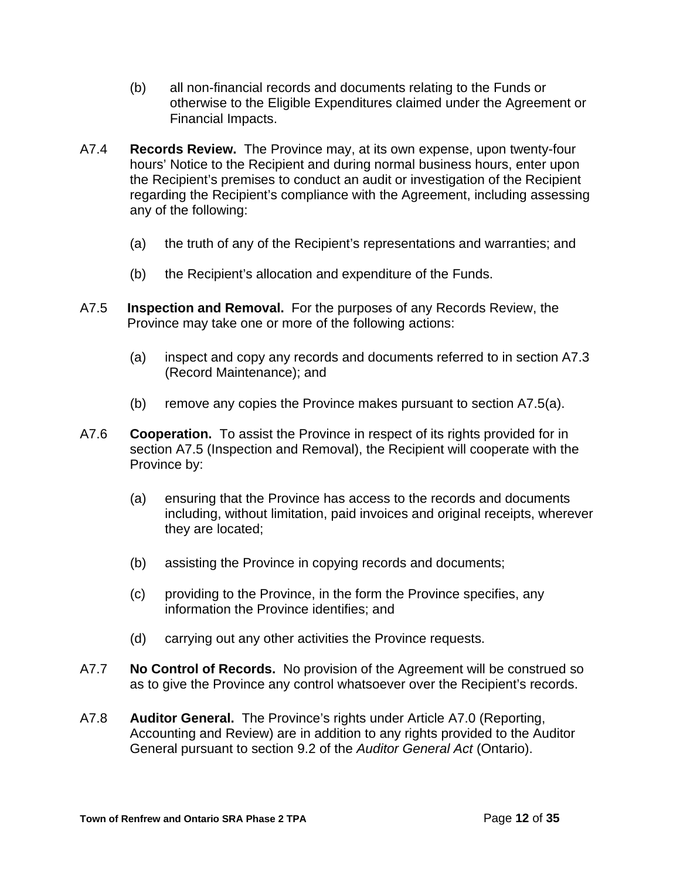(b) all non-financial records and documents relating to the Funds or otherwise to the Eligible Expenditures claimed under the Agreement or Financial Impacts.

A7.4 **Records Review.** The Province may, at its own expense, upon twenty-four hours' Notice to the Recipient and during normal business hours, enter upon the Recipient's premises to conduct an audit or investigation of the Recipient regarding the Recipient's compliance with the Agreement, including assessing any of the following:

(a) the truth of any of the Recipient's representations and warranties; and

(b) the Recipient's allocation and expenditure of the Funds.

A7.5 **Inspection and Removal.** For the purposes of any Records Review, the Province may take one or more of the following actions:

(a) inspect and copy any records and documents referred to in section A7.3 (Record Maintenance); and

(b) remove any copies the Province makes pursuant to section A7.5(a).

A7.6 **Cooperation.** To assist the Province in respect of its rights provided for in section A7.5 (Inspection and Removal), the Recipient will cooperate with the Province by:

(a) ensuring that the Province has access to the records and documents including, without limitation, paid invoices and original receipts, wherever they are located;

(b) assisting the Province in copying records and documents;

(c) providing to the Province, in the form the Province specifies, any information the Province identifies; and

(d) carrying out any other activities the Province requests.

A7.7 **No Control of Records.** No provision of the Agreement will be construed so as to give the Province any control whatsoever over the Recipient's records.

A7.8 **Auditor General.** The Province's rights under Article A7.0 (Reporting, Accounting and Review) are in addition to any rights provided to the Auditor General pursuant to section 9.2 of the *Auditor General Act* (Ontario).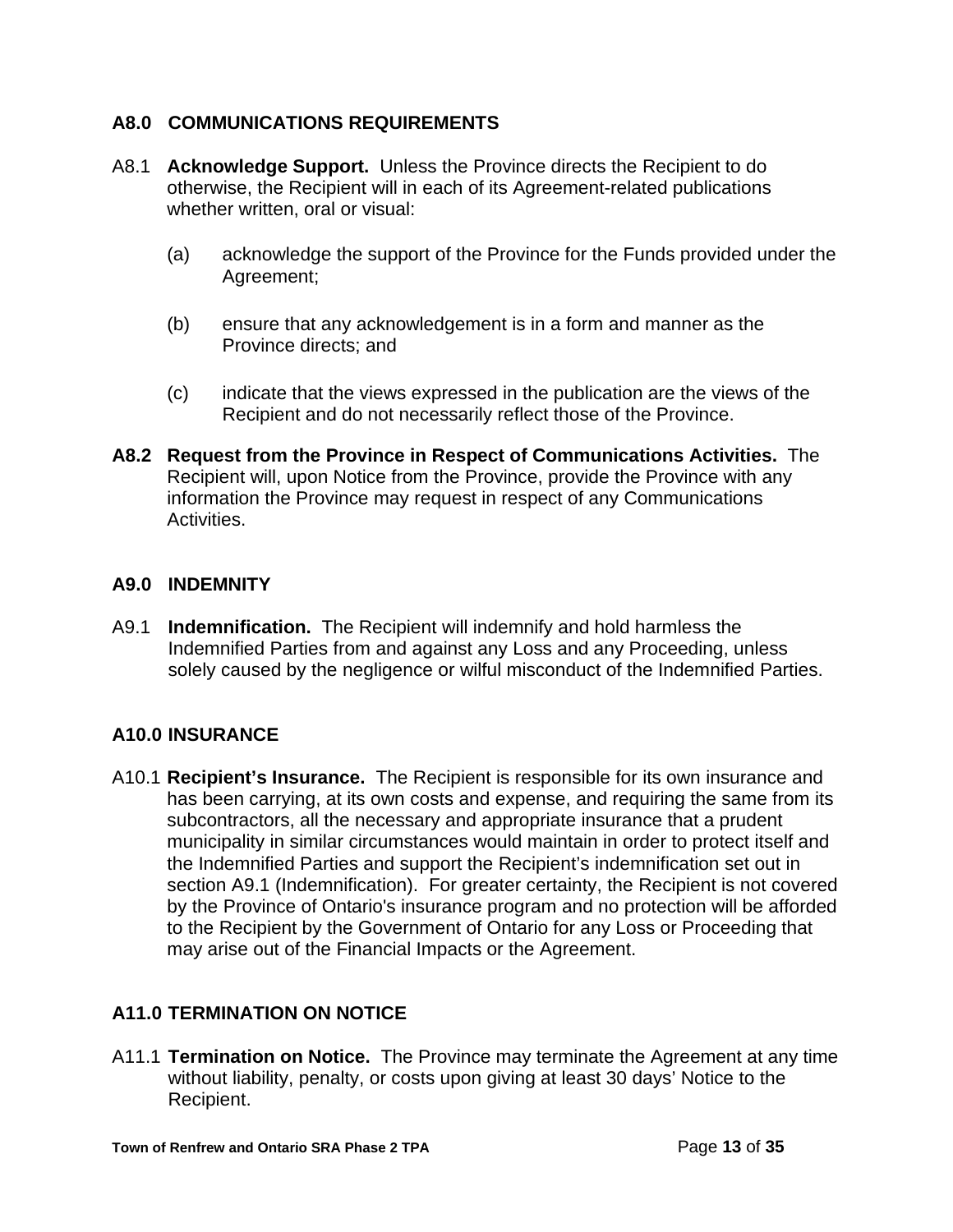## A8.0 COMMUNICATIONS REQUIREMENTS

A8.1 **Acknowledge Support.** Unless the Province directs the Recipient to do otherwise, the Recipient will in each of its Agreement-related publications whether written, oral or visual:

(a) acknowledge the support of the Province for the Funds provided under the Agreement;

(b) ensure that any acknowledgement is in a form and manner as the Province directs; and

(c) indicate that the views expressed in the publication are the views of the Recipient and do not necessarily reflect those of the Province.

**A8.2 Request from the Province in Respect of Communications Activities.** The Recipient will, upon Notice from the Province, provide the Province with any information the Province may request in respect of any Communications Activities.

## A9.0 INDEMNITY

A9.1 **Indemnification.** The Recipient will indemnify and hold harmless the Indemnified Parties from and against any Loss and any Proceeding, unless solely caused by the negligence or wilful misconduct of the Indemnified Parties.

## A10.0 INSURANCE

A10.1 **Recipient's Insurance.** The Recipient is responsible for its own insurance and has been carrying, at its own costs and expense, and requiring the same from its subcontractors, all the necessary and appropriate insurance that a prudent municipality in similar circumstances would maintain in order to protect itself and the Indemnified Parties and support the Recipient's indemnification set out in section A9.1 (Indemnification). For greater certainty, the Recipient is not covered by the Province of Ontario's insurance program and no protection will be afforded to the Recipient by the Government of Ontario for any Loss or Proceeding that may arise out of the Financial Impacts or the Agreement.

## A11.0 TERMINATION ON NOTICE

A11.1 **Termination on Notice.** The Province may terminate the Agreement at any time without liability, penalty, or costs upon giving at least 30 days' Notice to the Recipient.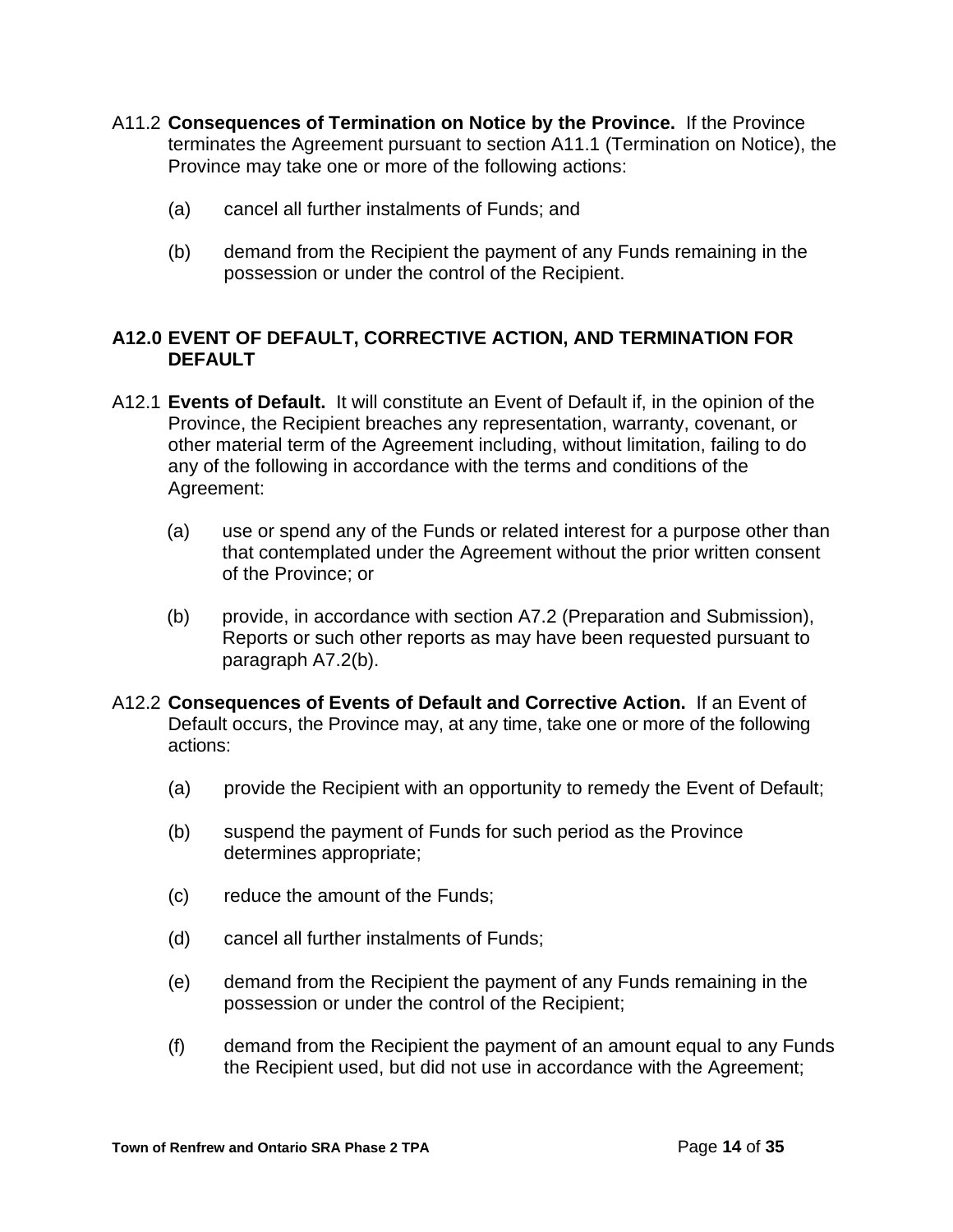A11.2 **Consequences of Termination on Notice by the Province.** If the Province terminates the Agreement pursuant to section A11.1 (Termination on Notice), the Province may take one or more of the following actions:

(a) cancel all further instalments of Funds; and

(b) demand from the Recipient the payment of any Funds remaining in the possession or under the control of the Recipient.

## A12.0 EVENT OF DEFAULT, CORRECTIVE ACTION, AND TERMINATION FOR DEFAULT

A12.1 **Events of Default.** It will constitute an Event of Default if, in the opinion of the Province, the Recipient breaches any representation, warranty, covenant, or other material term of the Agreement including, without limitation, failing to do any of the following in accordance with the terms and conditions of the Agreement:

(a) use or spend any of the Funds or related interest for a purpose other than that contemplated under the Agreement without the prior written consent of the Province; or

(b) provide, in accordance with section A7.2 (Preparation and Submission), Reports or such other reports as may have been requested pursuant to paragraph A7.2(b).

A12.2 **Consequences of Events of Default and Corrective Action.** If an Event of Default occurs, the Province may, at any time, take one or more of the following actions:

(a) provide the Recipient with an opportunity to remedy the Event of Default;

(b) suspend the payment of Funds for such period as the Province determines appropriate;

(c) reduce the amount of the Funds;

(d) cancel all further instalments of Funds;

(e) demand from the Recipient the payment of any Funds remaining in the possession or under the control of the Recipient;

(f) demand from the Recipient the payment of an amount equal to any Funds the Recipient used, but did not use in accordance with the Agreement;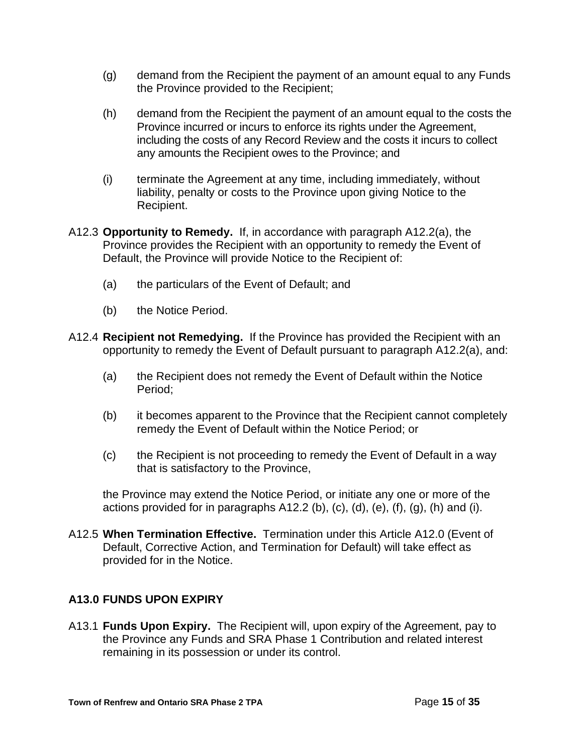(g) demand from the Recipient the payment of an amount equal to any Funds the Province provided to the Recipient;

(h) demand from the Recipient the payment of an amount equal to the costs the Province incurred or incurs to enforce its rights under the Agreement, including the costs of any Record Review and the costs it incurs to collect any amounts the Recipient owes to the Province; and

(i) terminate the Agreement at any time, including immediately, without liability, penalty or costs to the Province upon giving Notice to the Recipient.

A12.3 **Opportunity to Remedy.** If, in accordance with paragraph A12.2(a), the Province provides the Recipient with an opportunity to remedy the Event of Default, the Province will provide Notice to the Recipient of:

(a) the particulars of the Event of Default; and

(b) the Notice Period.

A12.4 **Recipient not Remedying.** If the Province has provided the Recipient with an opportunity to remedy the Event of Default pursuant to paragraph A12.2(a), and:

(a) the Recipient does not remedy the Event of Default within the Notice Period;

(b) it becomes apparent to the Province that the Recipient cannot completely remedy the Event of Default within the Notice Period; or

(c) the Recipient is not proceeding to remedy the Event of Default in a way that is satisfactory to the Province,

the Province may extend the Notice Period, or initiate any one or more of the actions provided for in paragraphs A12.2 (b), (c), (d), (e), (f), (g), (h) and (i).

A12.5 **When Termination Effective.** Termination under this Article A12.0 (Event of Default, Corrective Action, and Termination for Default) will take effect as provided for in the Notice.

## A13.0 FUNDS UPON EXPIRY

A13.1 **Funds Upon Expiry.** The Recipient will, upon expiry of the Agreement, pay to the Province any Funds and SRA Phase 1 Contribution and related interest remaining in its possession or under its control.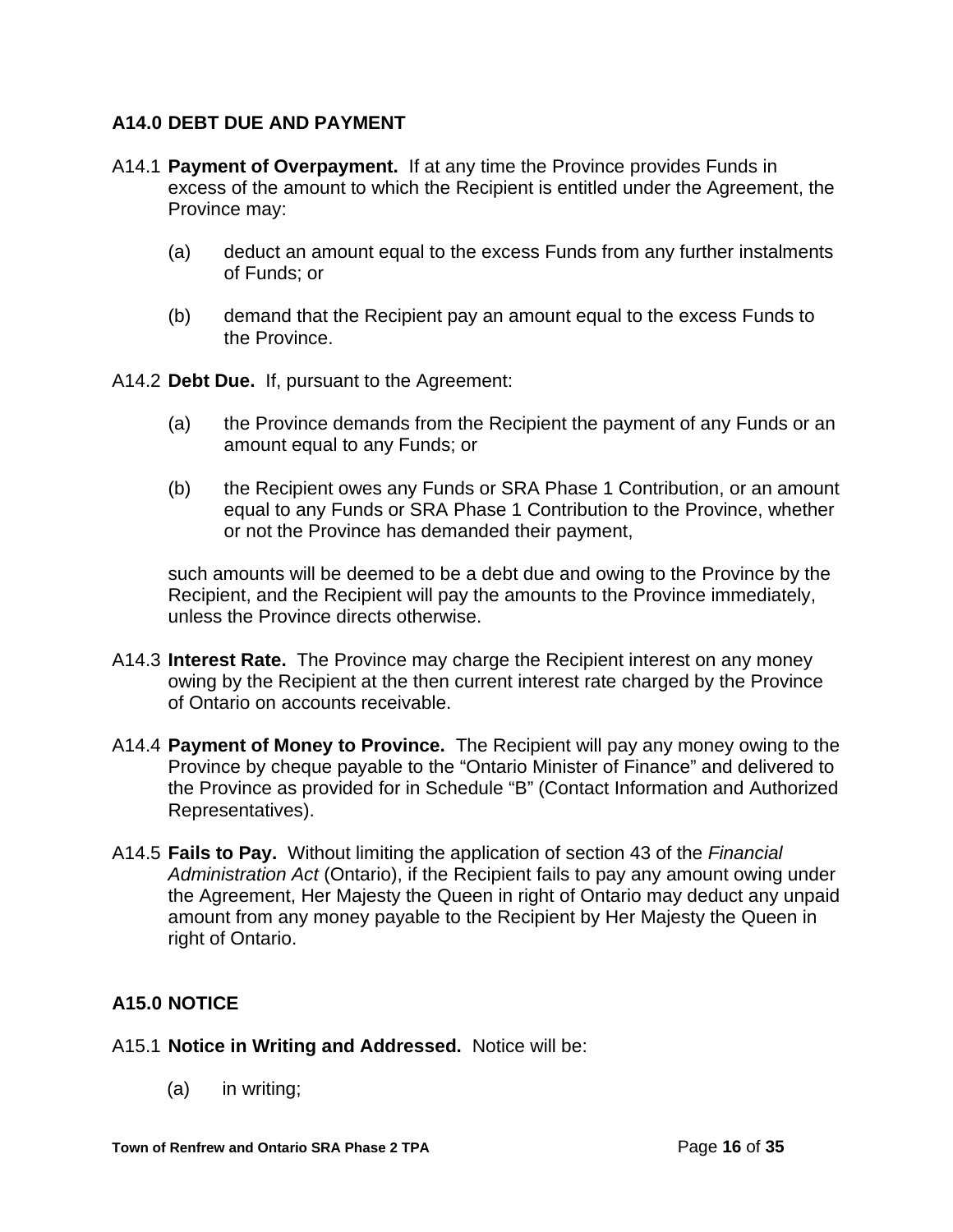## A14.0 DEBT DUE AND PAYMENT

A14.1 **Payment of Overpayment.** If at any time the Province provides Funds in excess of the amount to which the Recipient is entitled under the Agreement, the Province may:

(a) deduct an amount equal to the excess Funds from any further instalments of Funds; or

(b) demand that the Recipient pay an amount equal to the excess Funds to the Province.

A14.2 **Debt Due.** If, pursuant to the Agreement:

(a) the Province demands from the Recipient the payment of any Funds or an amount equal to any Funds; or

(b) the Recipient owes any Funds or SRA Phase 1 Contribution, or an amount equal to any Funds or SRA Phase 1 Contribution to the Province, whether or not the Province has demanded their payment,

such amounts will be deemed to be a debt due and owing to the Province by the Recipient, and the Recipient will pay the amounts to the Province immediately, unless the Province directs otherwise.

A14.3 **Interest Rate.** The Province may charge the Recipient interest on any money owing by the Recipient at the then current interest rate charged by the Province of Ontario on accounts receivable.

A14.4 **Payment of Money to Province.** The Recipient will pay any money owing to the Province by cheque payable to the "Ontario Minister of Finance" and delivered to the Province as provided for in Schedule "B" (Contact Information and Authorized Representatives).

A14.5 **Fails to Pay.** Without limiting the application of section 43 of the *Financial Administration Act* (Ontario), if the Recipient fails to pay any amount owing under the Agreement, Her Majesty the Queen in right of Ontario may deduct any unpaid amount from any money payable to the Recipient by Her Majesty the Queen in right of Ontario.

## A15.0 NOTICE

A15.1 **Notice in Writing and Addressed.** Notice will be:

(a) in writing;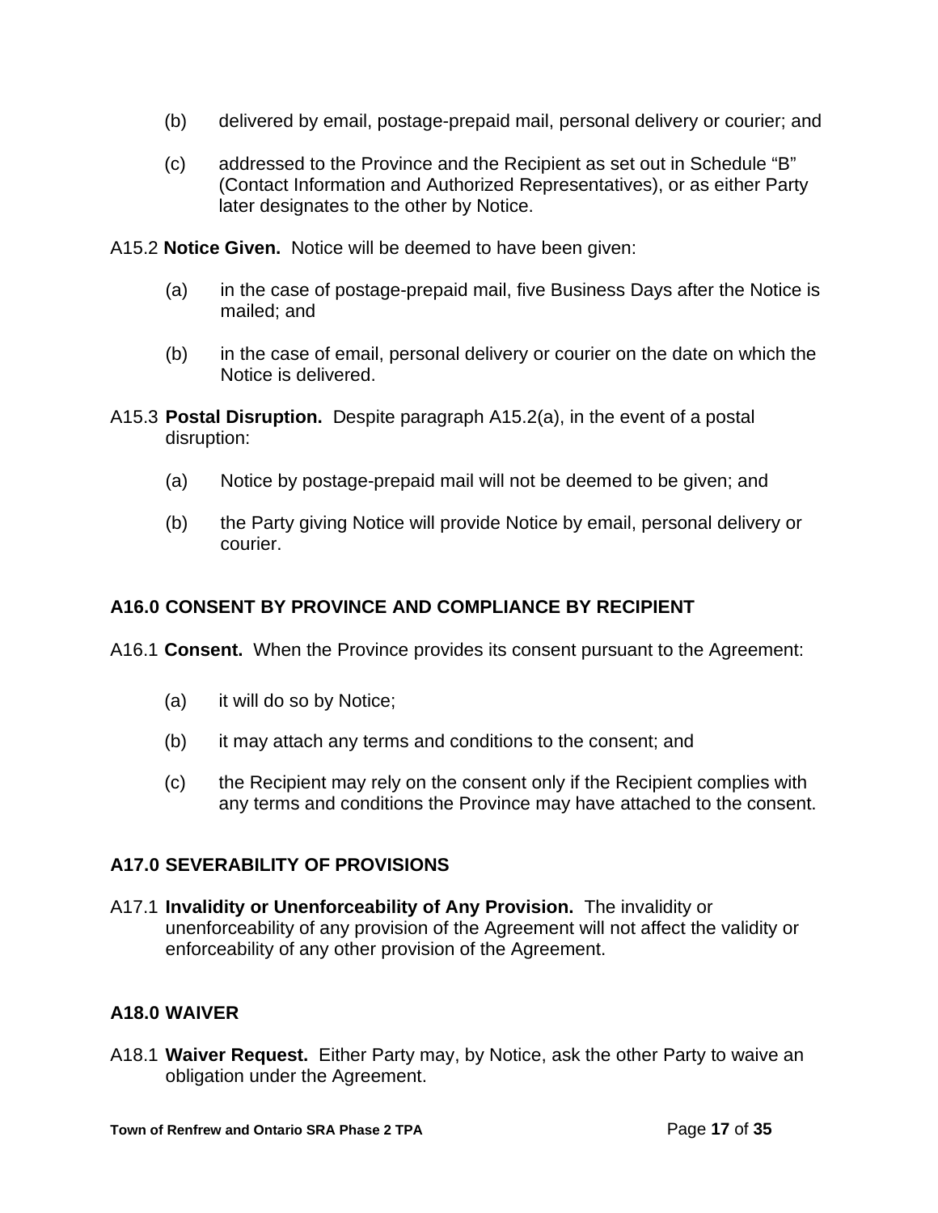(b) delivered by email, postage-prepaid mail, personal delivery or courier; and

(c) addressed to the Province and the Recipient as set out in Schedule "B" (Contact Information and Authorized Representatives), or as either Party later designates to the other by Notice.

A15.2 **Notice Given.** Notice will be deemed to have been given:

(a) in the case of postage-prepaid mail, five Business Days after the Notice is mailed; and

(b) in the case of email, personal delivery or courier on the date on which the Notice is delivered.

A15.3 **Postal Disruption.** Despite paragraph A15.2(a), in the event of a postal disruption:

(a) Notice by postage-prepaid mail will not be deemed to be given; and

(b) the Party giving Notice will provide Notice by email, personal delivery or courier.

## A16.0 CONSENT BY PROVINCE AND COMPLIANCE BY RECIPIENT

A16.1 **Consent.** When the Province provides its consent pursuant to the Agreement:

(a) it will do so by Notice;

(b) it may attach any terms and conditions to the consent; and

(c) the Recipient may rely on the consent only if the Recipient complies with any terms and conditions the Province may have attached to the consent.

## A17.0 SEVERABILITY OF PROVISIONS

A17.1 **Invalidity or Unenforceability of Any Provision.** The invalidity or unenforceability of any provision of the Agreement will not affect the validity or enforceability of any other provision of the Agreement.

## A18.0 WAIVER

A18.1 **Waiver Request.** Either Party may, by Notice, ask the other Party to waive an obligation under the Agreement.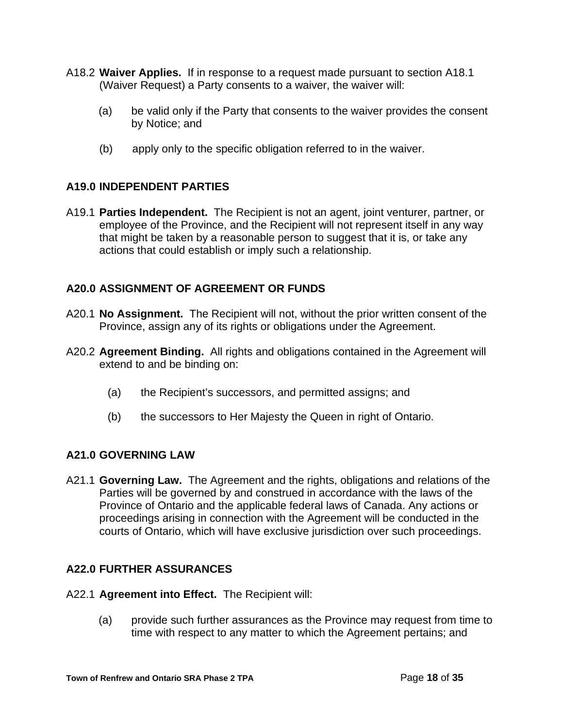A18.2 **Waiver Applies.** If in response to a request made pursuant to section A18.1 (Waiver Request) a Party consents to a waiver, the waiver will:

(a) be valid only if the Party that consents to the waiver provides the consent by Notice; and

(b) apply only to the specific obligation referred to in the waiver.

## A19.0 INDEPENDENT PARTIES

A19.1 **Parties Independent.** The Recipient is not an agent, joint venturer, partner, or employee of the Province, and the Recipient will not represent itself in any way that might be taken by a reasonable person to suggest that it is, or take any actions that could establish or imply such a relationship.

## A20.0 ASSIGNMENT OF AGREEMENT OR FUNDS

A20.1 **No Assignment.** The Recipient will not, without the prior written consent of the Province, assign any of its rights or obligations under the Agreement.

A20.2 **Agreement Binding.** All rights and obligations contained in the Agreement will extend to and be binding on:

(a) the Recipient's successors, and permitted assigns; and

(b) the successors to Her Majesty the Queen in right of Ontario.

## A21.0 GOVERNING LAW

A21.1 **Governing Law.** The Agreement and the rights, obligations and relations of the Parties will be governed by and construed in accordance with the laws of the Province of Ontario and the applicable federal laws of Canada. Any actions or proceedings arising in connection with the Agreement will be conducted in the courts of Ontario, which will have exclusive jurisdiction over such proceedings.

## A22.0 FURTHER ASSURANCES

A22.1 **Agreement into Effect.** The Recipient will:

(a) provide such further assurances as the Province may request from time to time with respect to any matter to which the Agreement pertains; and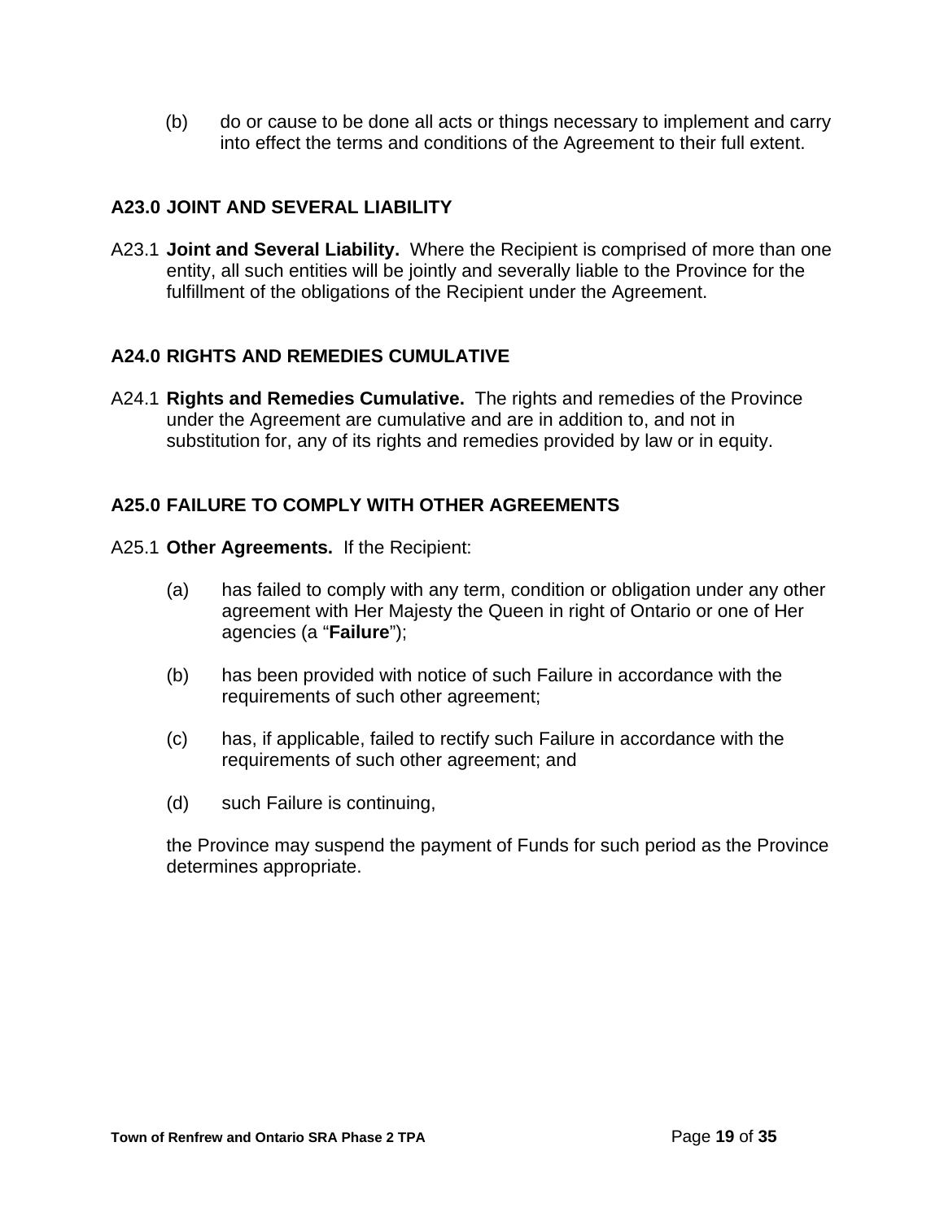(b) do or cause to be done all acts or things necessary to implement and carry into effect the terms and conditions of the Agreement to their full extent.

## A23.0 JOINT AND SEVERAL LIABILITY

A23.1 **Joint and Several Liability.** Where the Recipient is comprised of more than one entity, all such entities will be jointly and severally liable to the Province for the fulfillment of the obligations of the Recipient under the Agreement.

## A24.0 RIGHTS AND REMEDIES CUMULATIVE

A24.1 **Rights and Remedies Cumulative.** The rights and remedies of the Province under the Agreement are cumulative and are in addition to, and not in substitution for, any of its rights and remedies provided by law or in equity.

## A25.0 FAILURE TO COMPLY WITH OTHER AGREEMENTS

A25.1 **Other Agreements.** If the Recipient:

(a) has failed to comply with any term, condition or obligation under any other agreement with Her Majesty the Queen in right of Ontario or one of Her agencies (a "**Failure**");

(b) has been provided with notice of such Failure in accordance with the requirements of such other agreement;

(c) has, if applicable, failed to rectify such Failure in accordance with the requirements of such other agreement; and

(d) such Failure is continuing,

the Province may suspend the payment of Funds for such period as the Province determines appropriate.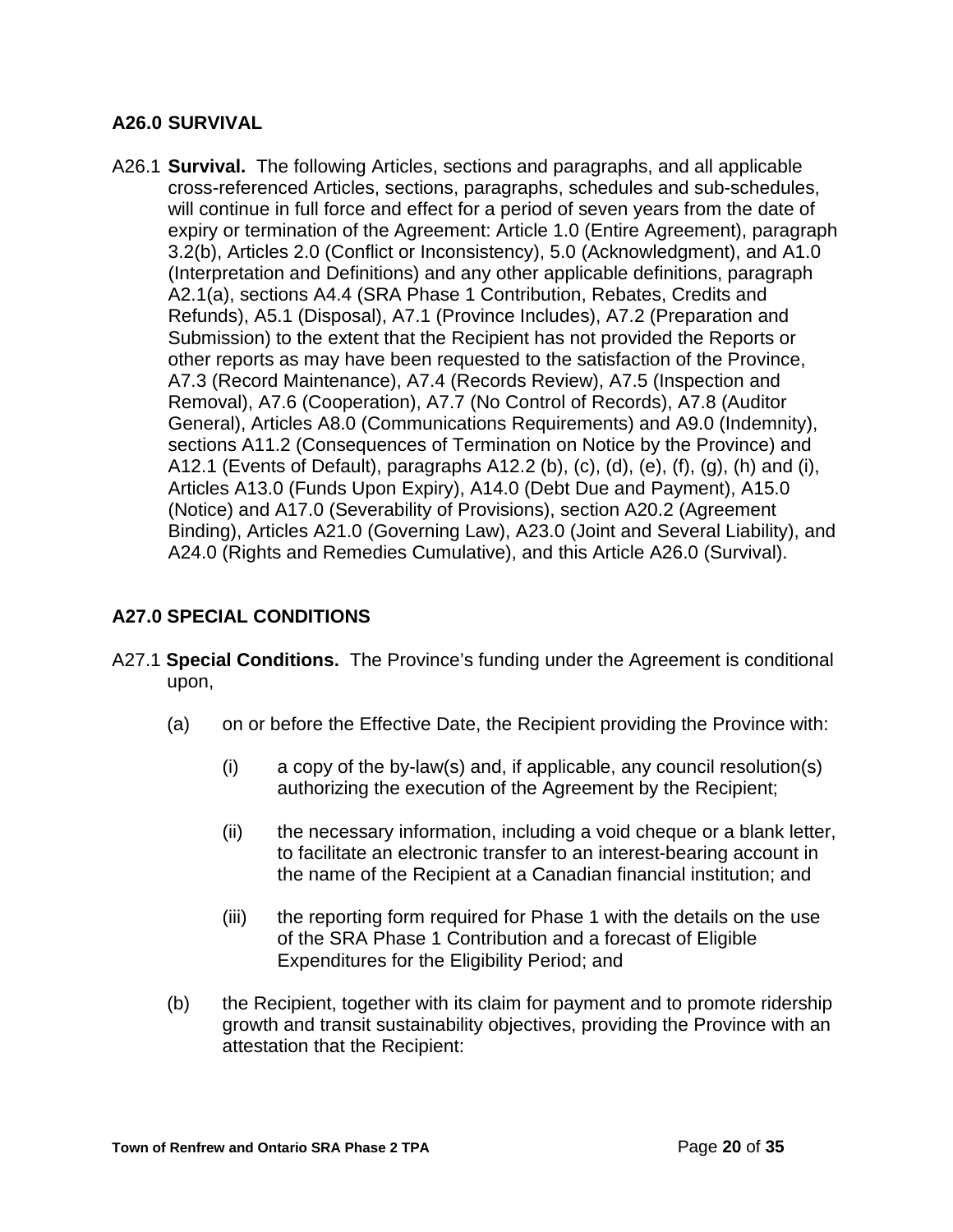## A26.0 SURVIVAL

A26.1 **Survival.** The following Articles, sections and paragraphs, and all applicable cross-referenced Articles, sections, paragraphs, schedules and sub-schedules, will continue in full force and effect for a period of seven years from the date of expiry or termination of the Agreement: Article 1.0 (Entire Agreement), paragraph 3.2(b), Articles 2.0 (Conflict or Inconsistency), 5.0 (Acknowledgment), and A1.0 (Interpretation and Definitions) and any other applicable definitions, paragraph A2.1(a), sections A4.4 (SRA Phase 1 Contribution, Rebates, Credits and Refunds), A5.1 (Disposal), A7.1 (Province Includes), A7.2 (Preparation and Submission) to the extent that the Recipient has not provided the Reports or other reports as may have been requested to the satisfaction of the Province, A7.3 (Record Maintenance), A7.4 (Records Review), A7.5 (Inspection and Removal), A7.6 (Cooperation), A7.7 (No Control of Records), A7.8 (Auditor General), Articles A8.0 (Communications Requirements) and A9.0 (Indemnity), sections A11.2 (Consequences of Termination on Notice by the Province) and A12.1 (Events of Default), paragraphs A12.2 (b), (c), (d), (e), (f), (g), (h) and (i), Articles A13.0 (Funds Upon Expiry), A14.0 (Debt Due and Payment), A15.0 (Notice) and A17.0 (Severability of Provisions), section A20.2 (Agreement Binding), Articles A21.0 (Governing Law), A23.0 (Joint and Several Liability), and A24.0 (Rights and Remedies Cumulative), and this Article A26.0 (Survival).

## A27.0 SPECIAL CONDITIONS

A27.1 **Special Conditions.** The Province's funding under the Agreement is conditional upon,

(a) on or before the Effective Date, the Recipient providing the Province with:

(i) a copy of the by-law(s) and, if applicable, any council resolution(s) authorizing the execution of the Agreement by the Recipient;

(ii) the necessary information, including a void cheque or a blank letter, to facilitate an electronic transfer to an interest-bearing account in the name of the Recipient at a Canadian financial institution; and

(iii) the reporting form required for Phase 1 with the details on the use of the SRA Phase 1 Contribution and a forecast of Eligible Expenditures for the Eligibility Period; and

(b) the Recipient, together with its claim for payment and to promote ridership growth and transit sustainability objectives, providing the Province with an attestation that the Recipient: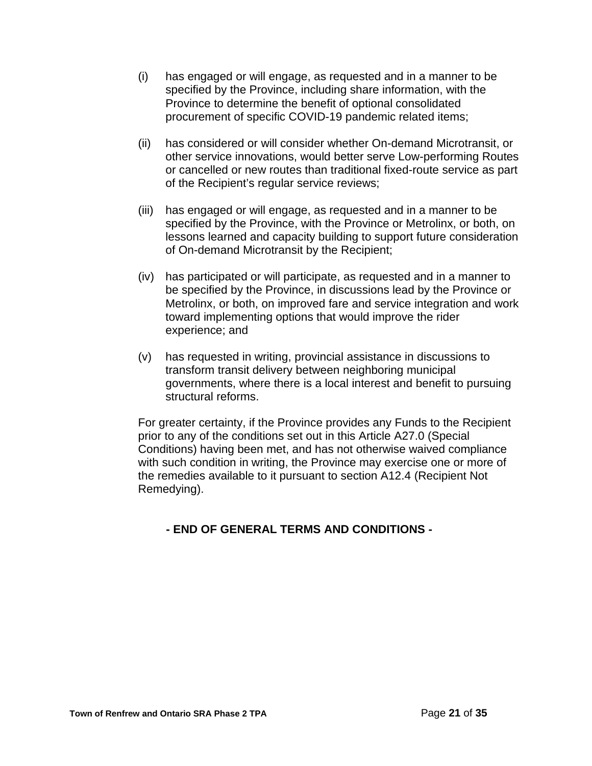(i) has engaged or will engage, as requested and in a manner to be specified by the Province, including share information, with the Province to determine the benefit of optional consolidated procurement of specific COVID-19 pandemic related items;

(ii) has considered or will consider whether On-demand Microtransit, or other service innovations, would better serve Low-performing Routes or cancelled or new routes than traditional fixed-route service as part of the Recipient's regular service reviews;

(iii) has engaged or will engage, as requested and in a manner to be specified by the Province, with the Province or Metrolinx, or both, on lessons learned and capacity building to support future consideration of On-demand Microtransit by the Recipient;

(iv) has participated or will participate, as requested and in a manner to be specified by the Province, in discussions lead by the Province or Metrolinx, or both, on improved fare and service integration and work toward implementing options that would improve the rider experience; and

(v) has requested in writing, provincial assistance in discussions to transform transit delivery between neighboring municipal governments, where there is a local interest and benefit to pursuing structural reforms.

For greater certainty, if the Province provides any Funds to the Recipient prior to any of the conditions set out in this Article A27.0 (Special Conditions) having been met, and has not otherwise waived compliance with such condition in writing, the Province may exercise one or more of the remedies available to it pursuant to section A12.4 (Recipient Not Remedying).

**- END OF GENERAL TERMS AND CONDITIONS -**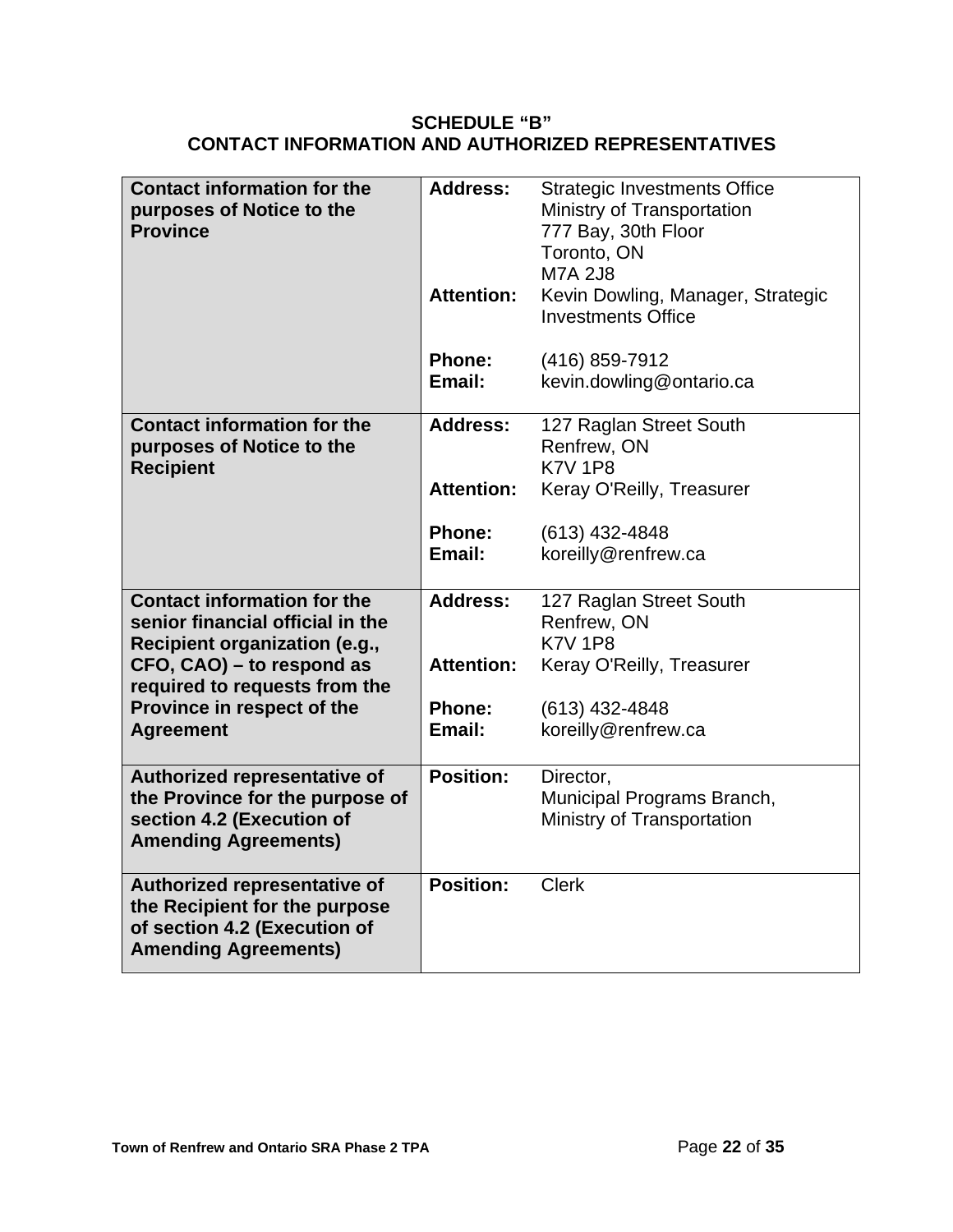# SCHEDULE "B"
# CONTACT INFORMATION AND AUTHORIZED REPRESENTATIVES

| | | |
|---|---|---|
| **Contact information for the purposes of Notice to the Province** | **Address:** | Strategic Investments Office<br>Ministry of Transportation<br>777 Bay, 30th Floor<br>Toronto, ON<br>M7A 2J8 |
| | **Attention:** | Kevin Dowling, Manager, Strategic Investments Office |
| | **Phone:** | (416) 859-7912 |
| | **Email:** | kevin.dowling@ontario.ca |
| **Contact information for the purposes of Notice to the Recipient** | **Address:** | 127 Raglan Street South<br>Renfrew, ON<br>K7V 1P8 |
| | **Attention:** | Keray O'Reilly, Treasurer |
| | **Phone:** | (613) 432-4848 |
| | **Email:** | koreilly@renfrew.ca |
| **Contact information for the senior financial official in the Recipient organization (e.g., CFO, CAO) – to respond as required to requests from the Province in respect of the Agreement** | **Address:** | 127 Raglan Street South<br>Renfrew, ON<br>K7V 1P8 |
| | **Attention:** | Keray O'Reilly, Treasurer |
| | **Phone:** | (613) 432-4848 |
| | **Email:** | koreilly@renfrew.ca |
| **Authorized representative of the Province for the purpose of section 4.2 (Execution of Amending Agreements)** | **Position:** | Director,<br>Municipal Programs Branch,<br>Ministry of Transportation |
| **Authorized representative of the Recipient for the purpose of section 4.2 (Execution of Amending Agreements)** | **Position:** | Clerk |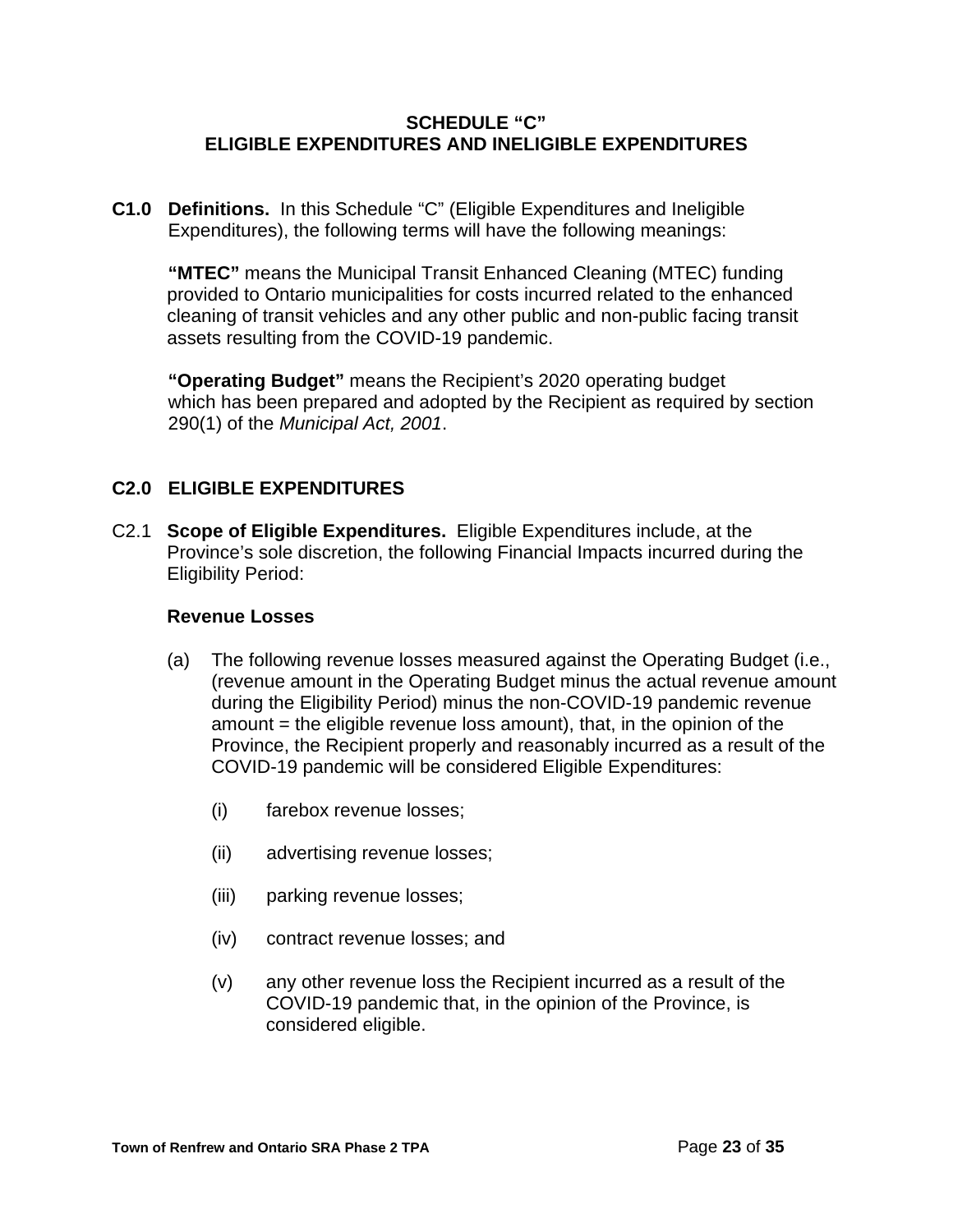# SCHEDULE "C"
# ELIGIBLE EXPENDITURES AND INELIGIBLE EXPENDITURES

**C1.0 Definitions.** In this Schedule "C" (Eligible Expenditures and Ineligible Expenditures), the following terms will have the following meanings:

**"MTEC"** means the Municipal Transit Enhanced Cleaning (MTEC) funding provided to Ontario municipalities for costs incurred related to the enhanced cleaning of transit vehicles and any other public and non-public facing transit assets resulting from the COVID-19 pandemic.

**"Operating Budget"** means the Recipient's 2020 operating budget which has been prepared and adopted by the Recipient as required by section 290(1) of the *Municipal Act, 2001*.

## C2.0 ELIGIBLE EXPENDITURES

C2.1 **Scope of Eligible Expenditures.** Eligible Expenditures include, at the Province's sole discretion, the following Financial Impacts incurred during the Eligibility Period:

**Revenue Losses**

(a) The following revenue losses measured against the Operating Budget (i.e., (revenue amount in the Operating Budget minus the actual revenue amount during the Eligibility Period) minus the non-COVID-19 pandemic revenue amount = the eligible revenue loss amount), that, in the opinion of the Province, the Recipient properly and reasonably incurred as a result of the COVID-19 pandemic will be considered Eligible Expenditures:

- (i) farebox revenue losses;
- (ii) advertising revenue losses;
- (iii) parking revenue losses;
- (iv) contract revenue losses; and
- (v) any other revenue loss the Recipient incurred as a result of the COVID-19 pandemic that, in the opinion of the Province, is considered eligible.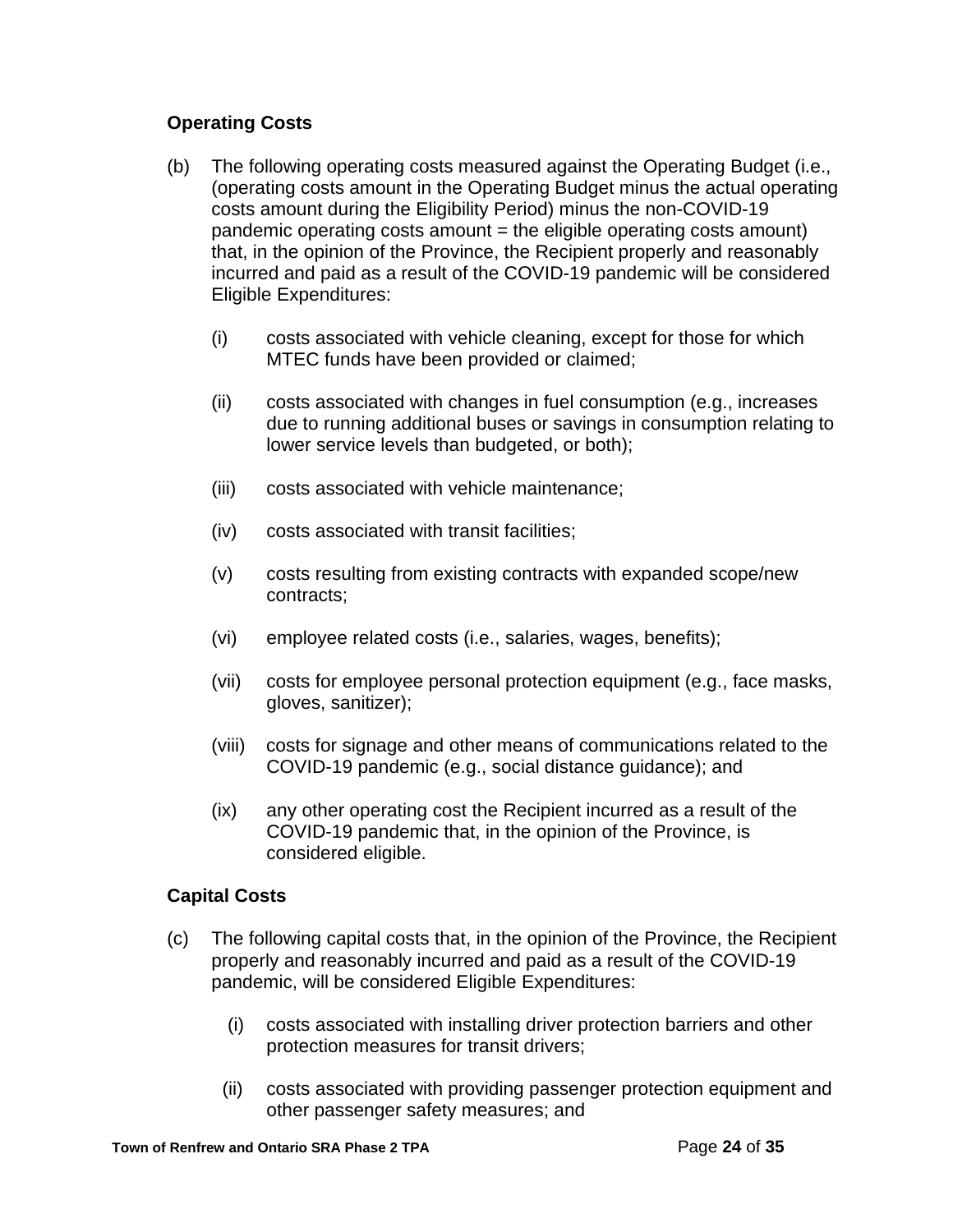**Operating Costs**

(b) The following operating costs measured against the Operating Budget (i.e., (operating costs amount in the Operating Budget minus the actual operating costs amount during the Eligibility Period) minus the non-COVID-19 pandemic operating costs amount = the eligible operating costs amount) that, in the opinion of the Province, the Recipient properly and reasonably incurred and paid as a result of the COVID-19 pandemic will be considered Eligible Expenditures:

- (i) costs associated with vehicle cleaning, except for those for which MTEC funds have been provided or claimed;
- (ii) costs associated with changes in fuel consumption (e.g., increases due to running additional buses or savings in consumption relating to lower service levels than budgeted, or both);
- (iii) costs associated with vehicle maintenance;
- (iv) costs associated with transit facilities;
- (v) costs resulting from existing contracts with expanded scope/new contracts;
- (vi) employee related costs (i.e., salaries, wages, benefits);
- (vii) costs for employee personal protection equipment (e.g., face masks, gloves, sanitizer);
- (viii) costs for signage and other means of communications related to the COVID-19 pandemic (e.g., social distance guidance); and
- (ix) any other operating cost the Recipient incurred as a result of the COVID-19 pandemic that, in the opinion of the Province, is considered eligible.

**Capital Costs**

(c) The following capital costs that, in the opinion of the Province, the Recipient properly and reasonably incurred and paid as a result of the COVID-19 pandemic, will be considered Eligible Expenditures:

- (i) costs associated with installing driver protection barriers and other protection measures for transit drivers;
- (ii) costs associated with providing passenger protection equipment and other passenger safety measures; and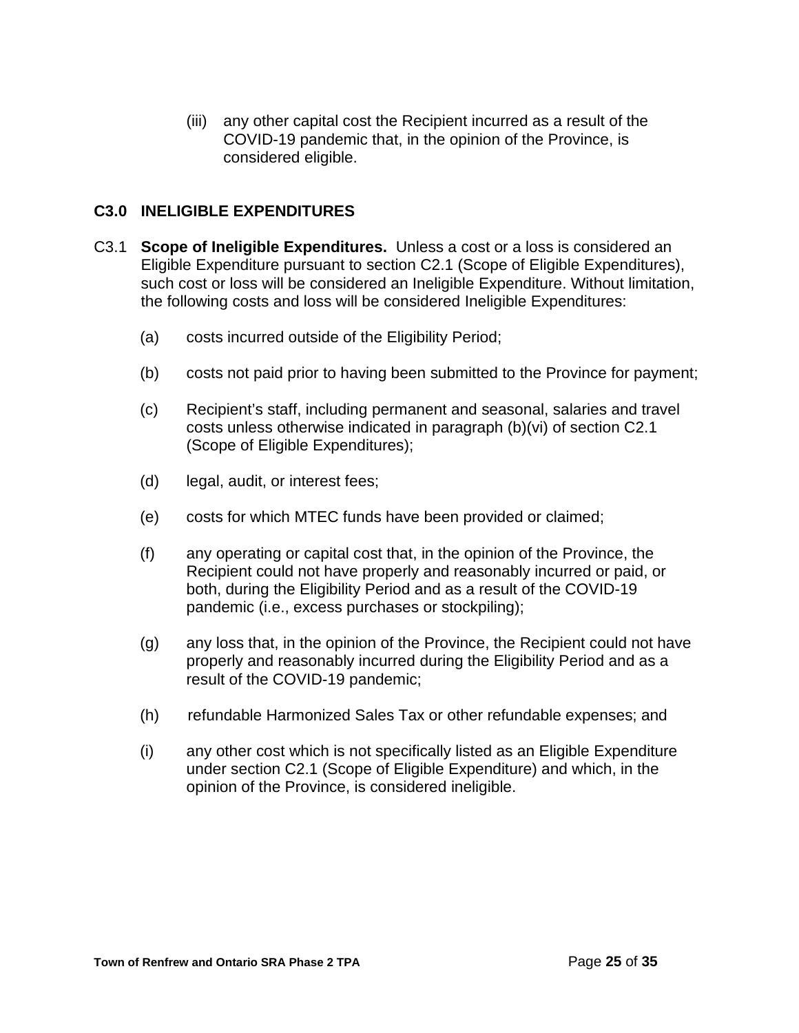(iii) any other capital cost the Recipient incurred as a result of the COVID-19 pandemic that, in the opinion of the Province, is considered eligible.

## C3.0 INELIGIBLE EXPENDITURES

C3.1 **Scope of Ineligible Expenditures.** Unless a cost or a loss is considered an Eligible Expenditure pursuant to section C2.1 (Scope of Eligible Expenditures), such cost or loss will be considered an Ineligible Expenditure. Without limitation, the following costs and loss will be considered Ineligible Expenditures:

(a) costs incurred outside of the Eligibility Period;

(b) costs not paid prior to having been submitted to the Province for payment;

(c) Recipient's staff, including permanent and seasonal, salaries and travel costs unless otherwise indicated in paragraph (b)(vi) of section C2.1 (Scope of Eligible Expenditures);

(d) legal, audit, or interest fees;

(e) costs for which MTEC funds have been provided or claimed;

(f) any operating or capital cost that, in the opinion of the Province, the Recipient could not have properly and reasonably incurred or paid, or both, during the Eligibility Period and as a result of the COVID-19 pandemic (i.e., excess purchases or stockpiling);

(g) any loss that, in the opinion of the Province, the Recipient could not have properly and reasonably incurred during the Eligibility Period and as a result of the COVID-19 pandemic;

(h) refundable Harmonized Sales Tax or other refundable expenses; and

(i) any other cost which is not specifically listed as an Eligible Expenditure under section C2.1 (Scope of Eligible Expenditure) and which, in the opinion of the Province, is considered ineligible.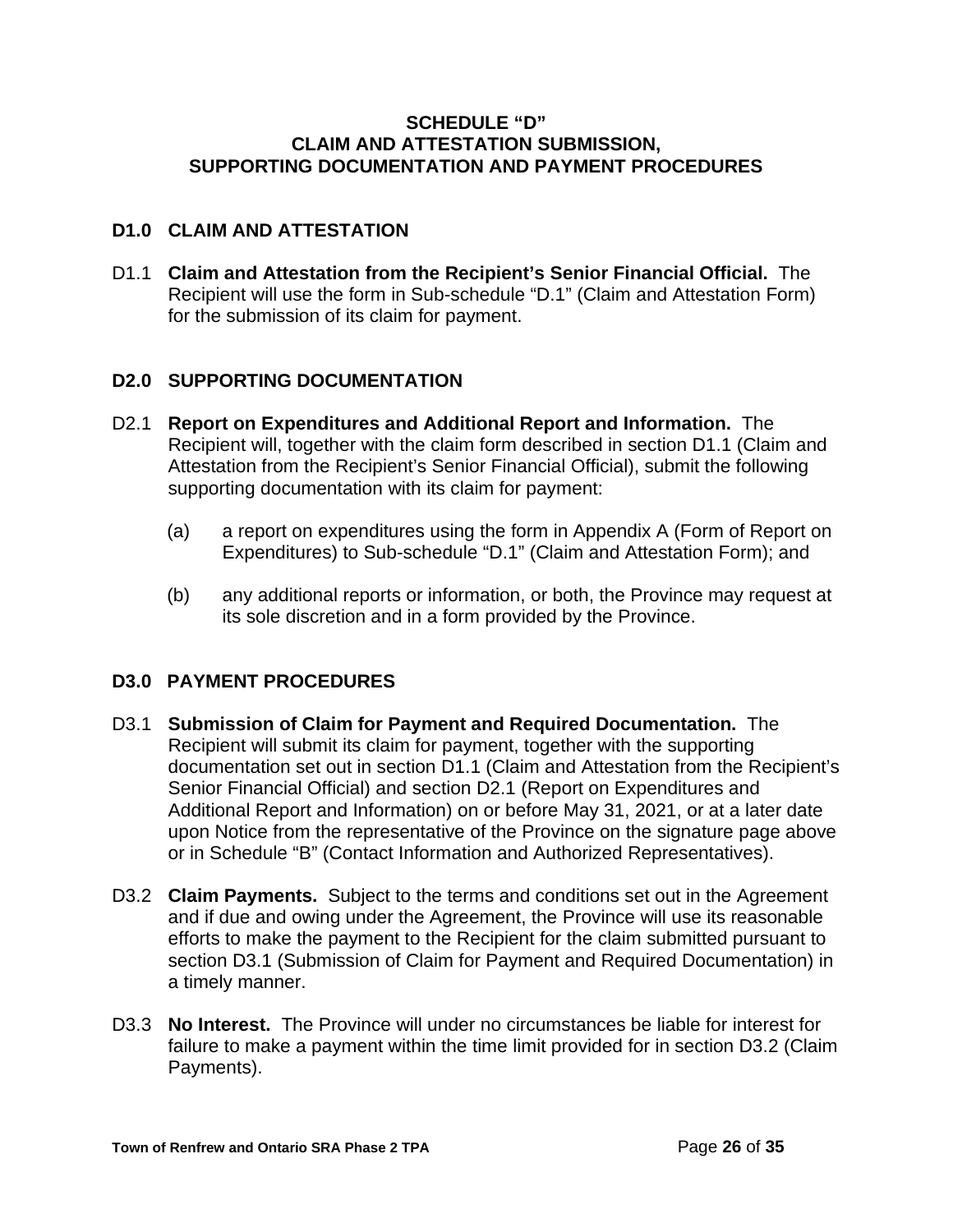# SCHEDULE "D"
# CLAIM AND ATTESTATION SUBMISSION, SUPPORTING DOCUMENTATION AND PAYMENT PROCEDURES

## D1.0 CLAIM AND ATTESTATION

D1.1 **Claim and Attestation from the Recipient's Senior Financial Official.** The Recipient will use the form in Sub-schedule "D.1" (Claim and Attestation Form) for the submission of its claim for payment.

## D2.0 SUPPORTING DOCUMENTATION

D2.1 **Report on Expenditures and Additional Report and Information.** The Recipient will, together with the claim form described in section D1.1 (Claim and Attestation from the Recipient's Senior Financial Official), submit the following supporting documentation with its claim for payment:

(a) a report on expenditures using the form in Appendix A (Form of Report on Expenditures) to Sub-schedule "D.1" (Claim and Attestation Form); and

(b) any additional reports or information, or both, the Province may request at its sole discretion and in a form provided by the Province.

## D3.0 PAYMENT PROCEDURES

D3.1 **Submission of Claim for Payment and Required Documentation.** The Recipient will submit its claim for payment, together with the supporting documentation set out in section D1.1 (Claim and Attestation from the Recipient's Senior Financial Official) and section D2.1 (Report on Expenditures and Additional Report and Information) on or before May 31, 2021, or at a later date upon Notice from the representative of the Province on the signature page above or in Schedule "B" (Contact Information and Authorized Representatives).

D3.2 **Claim Payments.** Subject to the terms and conditions set out in the Agreement and if due and owing under the Agreement, the Province will use its reasonable efforts to make the payment to the Recipient for the claim submitted pursuant to section D3.1 (Submission of Claim for Payment and Required Documentation) in a timely manner.

D3.3 **No Interest.** The Province will under no circumstances be liable for interest for failure to make a payment within the time limit provided for in section D3.2 (Claim Payments).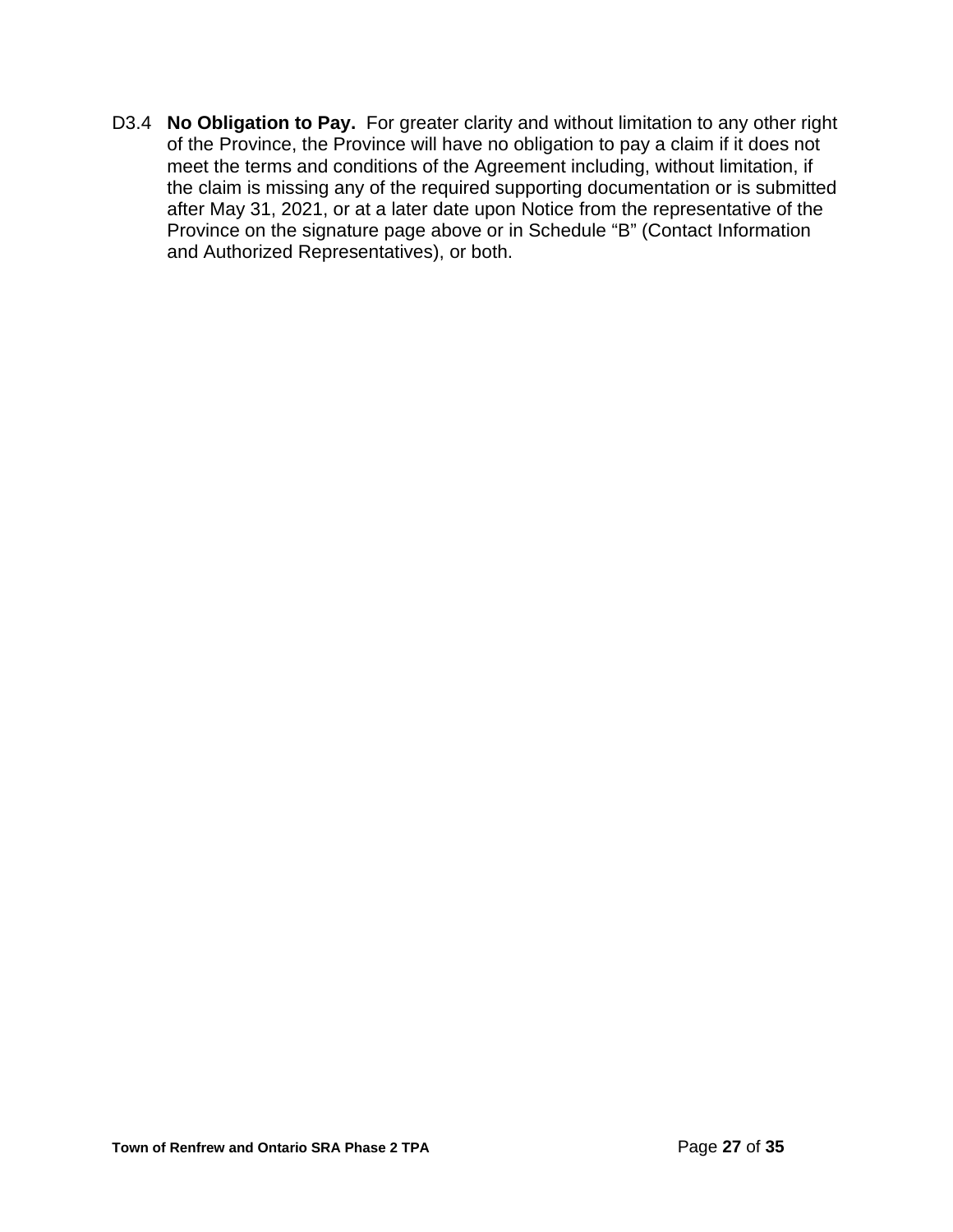D3.4 **No Obligation to Pay.** For greater clarity and without limitation to any other right of the Province, the Province will have no obligation to pay a claim if it does not meet the terms and conditions of the Agreement including, without limitation, if the claim is missing any of the required supporting documentation or is submitted after May 31, 2021, or at a later date upon Notice from the representative of the Province on the signature page above or in Schedule "B" (Contact Information and Authorized Representatives), or both.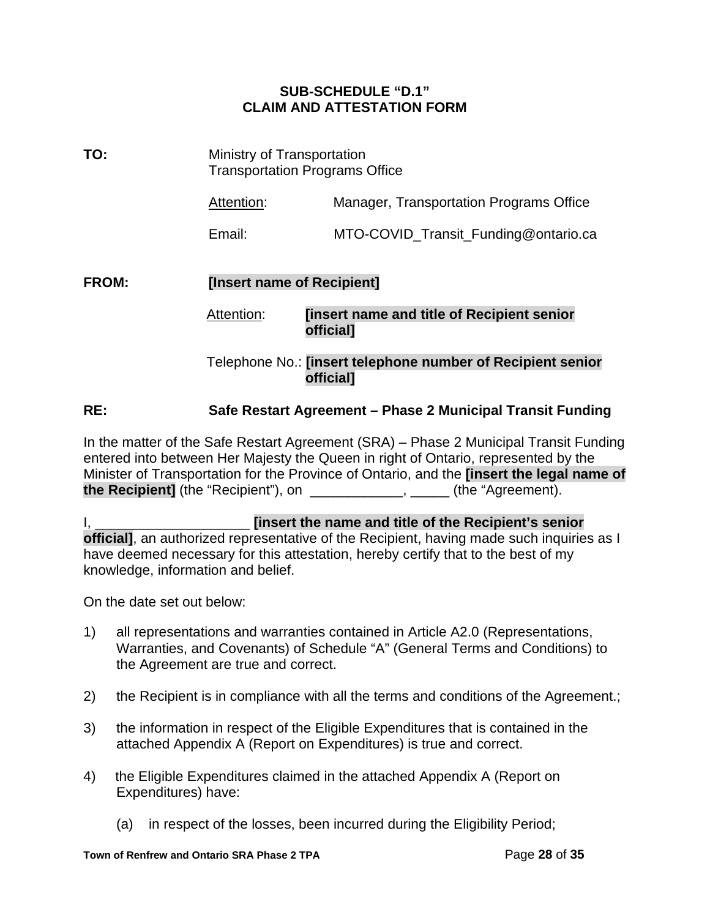**SUB-SCHEDULE "D.1"**
**CLAIM AND ATTESTATION FORM**

**TO:** Ministry of Transportation
Transportation Programs Office

Attention: Manager, Transportation Programs Office

Email: MTO-COVID_Transit_Funding@ontario.ca

**FROM:** **[Insert name of Recipient]**

Attention: **[insert name and title of Recipient senior official]**

Telephone No.: **[insert telephone number of Recipient senior official]**

**RE: Safe Restart Agreement – Phase 2 Municipal Transit Funding**

In the matter of the Safe Restart Agreement (SRA) – Phase 2 Municipal Transit Funding entered into between Her Majesty the Queen in right of Ontario, represented by the Minister of Transportation for the Province of Ontario, and the **[insert the legal name of the Recipient]** (the "Recipient"), on ____________, _____ (the "Agreement).

I, ____________________ **[insert the name and title of the Recipient's senior official]**, an authorized representative of the Recipient, having made such inquiries as I have deemed necessary for this attestation, hereby certify that to the best of my knowledge, information and belief.

On the date set out below:

1) all representations and warranties contained in Article A2.0 (Representations, Warranties, and Covenants) of Schedule "A" (General Terms and Conditions) to the Agreement are true and correct.

2) the Recipient is in compliance with all the terms and conditions of the Agreement.;

3) the information in respect of the Eligible Expenditures that is contained in the attached Appendix A (Report on Expenditures) is true and correct.

4) the Eligible Expenditures claimed in the attached Appendix A (Report on Expenditures) have:

   (a) in respect of the losses, been incurred during the Eligibility Period;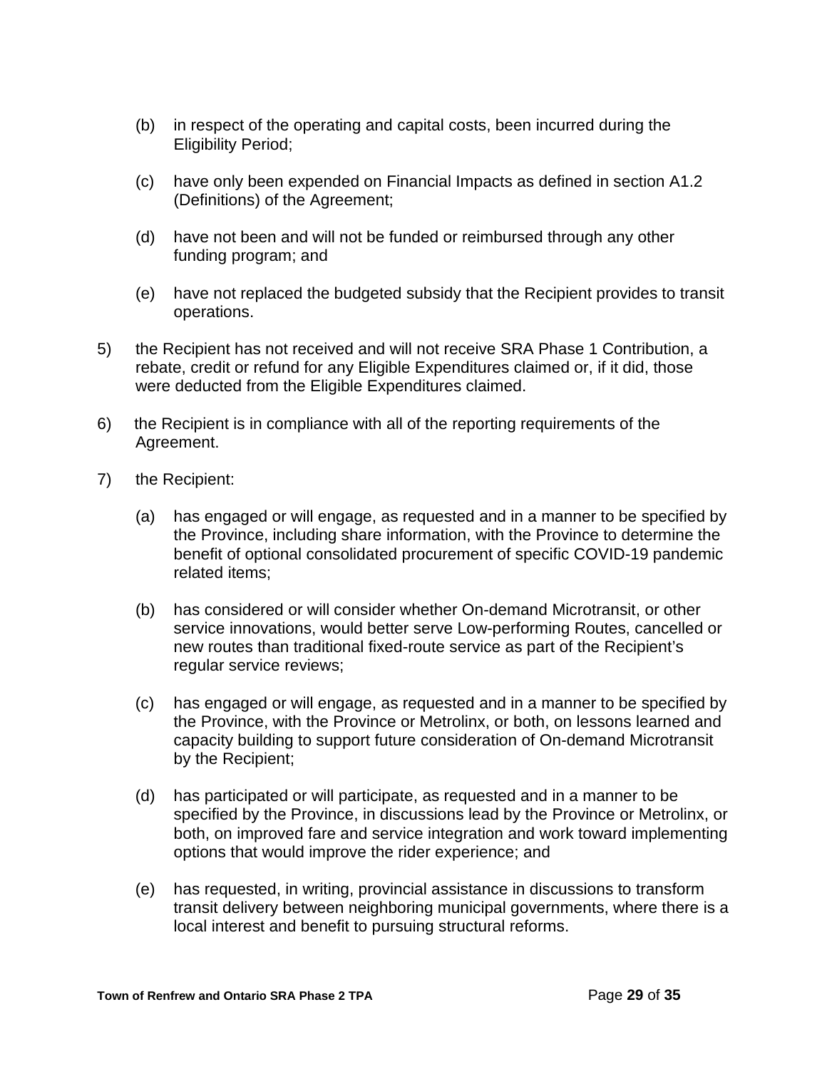(b) in respect of the operating and capital costs, been incurred during the Eligibility Period;

(c) have only been expended on Financial Impacts as defined in section A1.2 (Definitions) of the Agreement;

(d) have not been and will not be funded or reimbursed through any other funding program; and

(e) have not replaced the budgeted subsidy that the Recipient provides to transit operations.

5) the Recipient has not received and will not receive SRA Phase 1 Contribution, a rebate, credit or refund for any Eligible Expenditures claimed or, if it did, those were deducted from the Eligible Expenditures claimed.

6) the Recipient is in compliance with all of the reporting requirements of the Agreement.

7) the Recipient:

(a) has engaged or will engage, as requested and in a manner to be specified by the Province, including share information, with the Province to determine the benefit of optional consolidated procurement of specific COVID-19 pandemic related items;

(b) has considered or will consider whether On-demand Microtransit, or other service innovations, would better serve Low-performing Routes, cancelled or new routes than traditional fixed-route service as part of the Recipient's regular service reviews;

(c) has engaged or will engage, as requested and in a manner to be specified by the Province, with the Province or Metrolinx, or both, on lessons learned and capacity building to support future consideration of On-demand Microtransit by the Recipient;

(d) has participated or will participate, as requested and in a manner to be specified by the Province, in discussions lead by the Province or Metrolinx, or both, on improved fare and service integration and work toward implementing options that would improve the rider experience; and

(e) has requested, in writing, provincial assistance in discussions to transform transit delivery between neighboring municipal governments, where there is a local interest and benefit to pursuing structural reforms.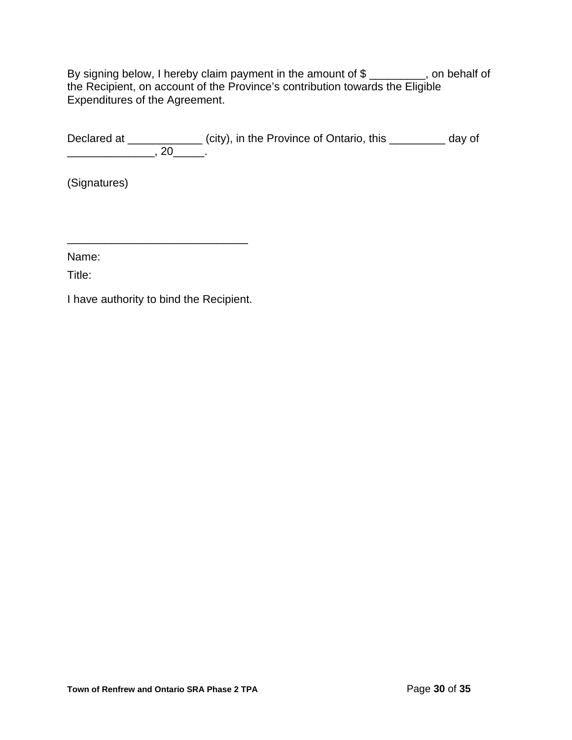By signing below, I hereby claim payment in the amount of $ _________, on behalf of the Recipient, on account of the Province's contribution towards the Eligible Expenditures of the Agreement.

Declared at ____________ (city), in the Province of Ontario, this _________ day of ______________, 20_____.

(Signatures)

_____________________________

Name:

Title:

I have authority to bind the Recipient.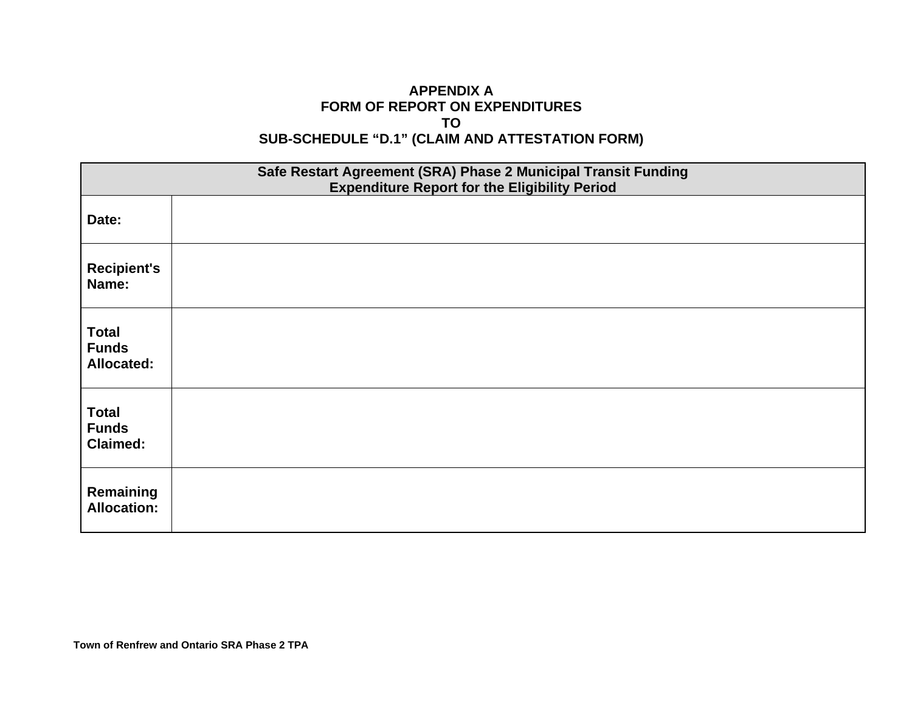**APPENDIX A**
**FORM OF REPORT ON EXPENDITURES**
**TO**
**SUB-SCHEDULE "D.1" (CLAIM AND ATTESTATION FORM)**

| Safe Restart Agreement (SRA) Phase 2 Municipal Transit Funding<br>Expenditure Report for the Eligibility Period | |
|---|---|
| **Date:** | |
| **Recipient's Name:** | |
| **Total Funds Allocated:** | |
| **Total Funds Claimed:** | |
| **Remaining Allocation:** | |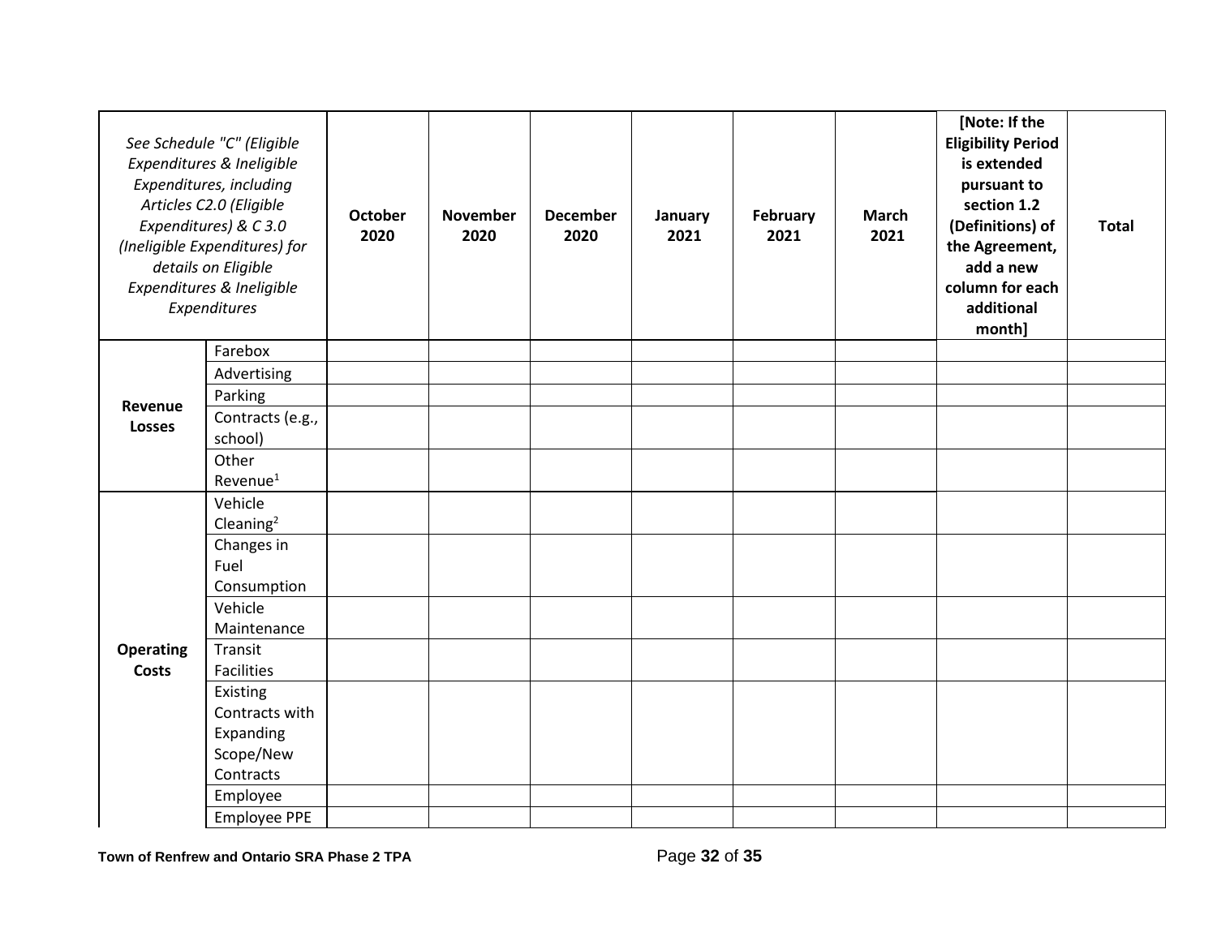| *See Schedule "C" (Eligible Expenditures & Ineligible Expenditures, including Articles C2.0 (Eligible Expenditures) & C 3.0 (Ineligible Expenditures) for details on Eligible Expenditures & Ineligible Expenditures* | | **October 2020** | **November 2020** | **December 2020** | **January 2021** | **February 2021** | **March 2021** | **[Note: If the Eligibility Period is extended pursuant to section 1.2 (Definitions) of the Agreement, add a new column for each additional month]** | **Total** |
|---|---|---|---|---|---|---|---|---|---|
| **Revenue Losses** | Farebox | | | | | | | | |
| | Advertising | | | | | | | | |
| | Parking | | | | | | | | |
| | Contracts (e.g., school) | | | | | | | | |
| | Other Revenue[1] | | | | | | | | |
| **Operating Costs** | Vehicle Cleaning[2] | | | | | | | | |
| | Changes in Fuel Consumption | | | | | | | | |
| | Vehicle Maintenance | | | | | | | | |
| | Transit Facilities | | | | | | | | |
| | Existing Contracts with Expanding Scope/New Contracts | | | | | | | | |
| | Employee | | | | | | | | |
| | Employee PPE | | | | | | | | |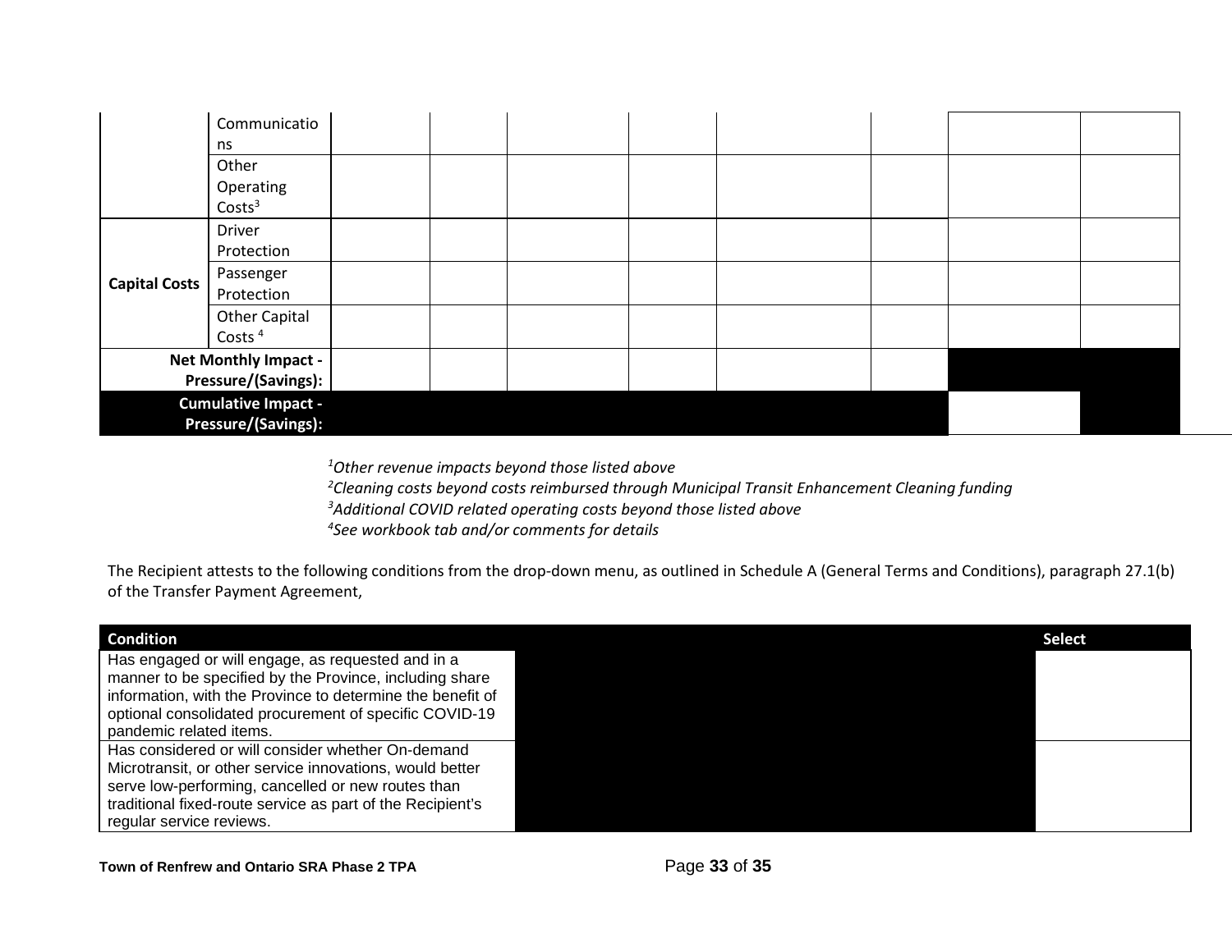| | | | | | | | | | |
|---|---|---|---|---|---|---|---|---|---|
| | Communications | | | | | | | | |
| | Other Operating Costs[3] | | | | | | | | |
| **Capital Costs** | Driver Protection | | | | | | | | |
| | Passenger Protection | | | | | | | | |
| | Other Capital Costs [4] | | | | | | | | |
| **Net Monthly Impact - Pressure/(Savings):** | | | | | | | | | |
| **Cumulative Impact - Pressure/(Savings):** | | | | | | | | | |

[1]*Other revenue impacts beyond those listed above*
[2]*Cleaning costs beyond costs reimbursed through Municipal Transit Enhancement Cleaning funding*
[3]*Additional COVID related operating costs beyond those listed above*
[4]*See workbook tab and/or comments for details*

The Recipient attests to the following conditions from the drop-down menu, as outlined in Schedule A (General Terms and Conditions), paragraph 27.1(b) of the Transfer Payment Agreement,

| **Condition** | | **Select** |
|---|---|---|
| Has engaged or will engage, as requested and in a manner to be specified by the Province, including share information, with the Province to determine the benefit of optional consolidated procurement of specific COVID-19 pandemic related items. | | |
| Has considered or will consider whether On-demand Microtransit, or other service innovations, would better serve low-performing, cancelled or new routes than traditional fixed-route service as part of the Recipient's regular service reviews. | | |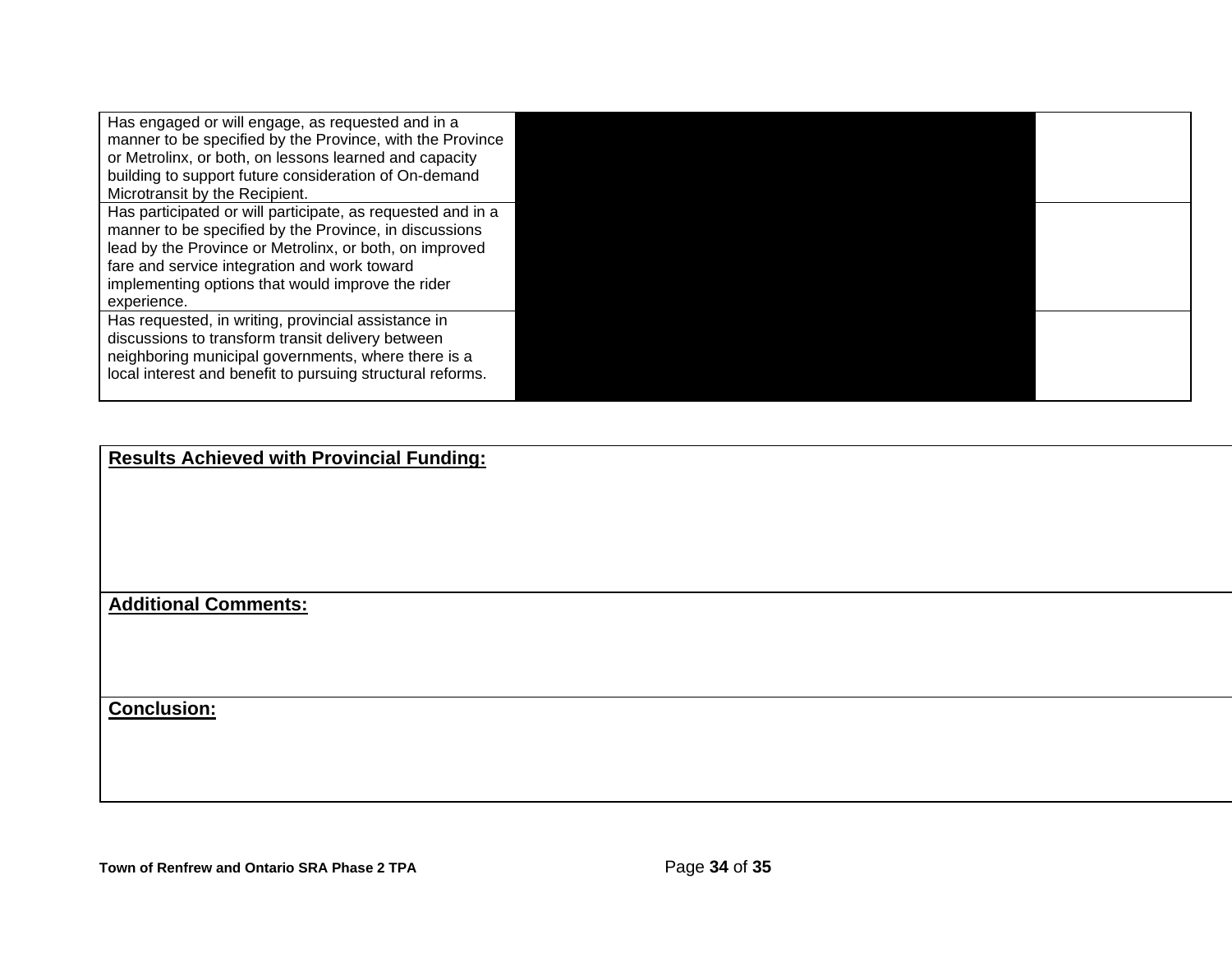| | | |
|---|---|---|
| Has engaged or will engage, as requested and in a manner to be specified by the Province, with the Province or Metrolinx, or both, on lessons learned and capacity building to support future consideration of On-demand Microtransit by the Recipient. | | |
| Has participated or will participate, as requested and in a manner to be specified by the Province, in discussions lead by the Province or Metrolinx, or both, on improved fare and service integration and work toward implementing options that would improve the rider experience. | | |
| Has requested, in writing, provincial assistance in discussions to transform transit delivery between neighboring municipal governments, where there is a local interest and benefit to pursuing structural reforms. | | |

| **Results Achieved with Provincial Funding:** |
|---|
| **Additional Comments:** |
| **Conclusion:** |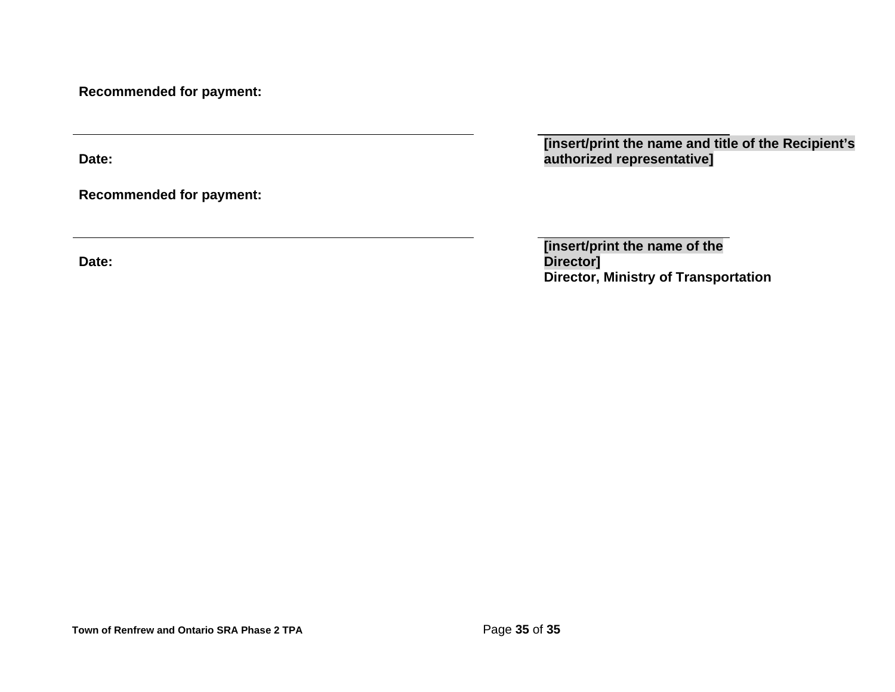**Recommended for payment:**

_______________________________________________ ______________________

**Date:**

**[insert/print the name and title of the Recipient's authorized representative]**

**Recommended for payment:**

_______________________________________________ ______________________

**Date:**

**[insert/print the name of the Director]**
**Director, Ministry of Transportation**